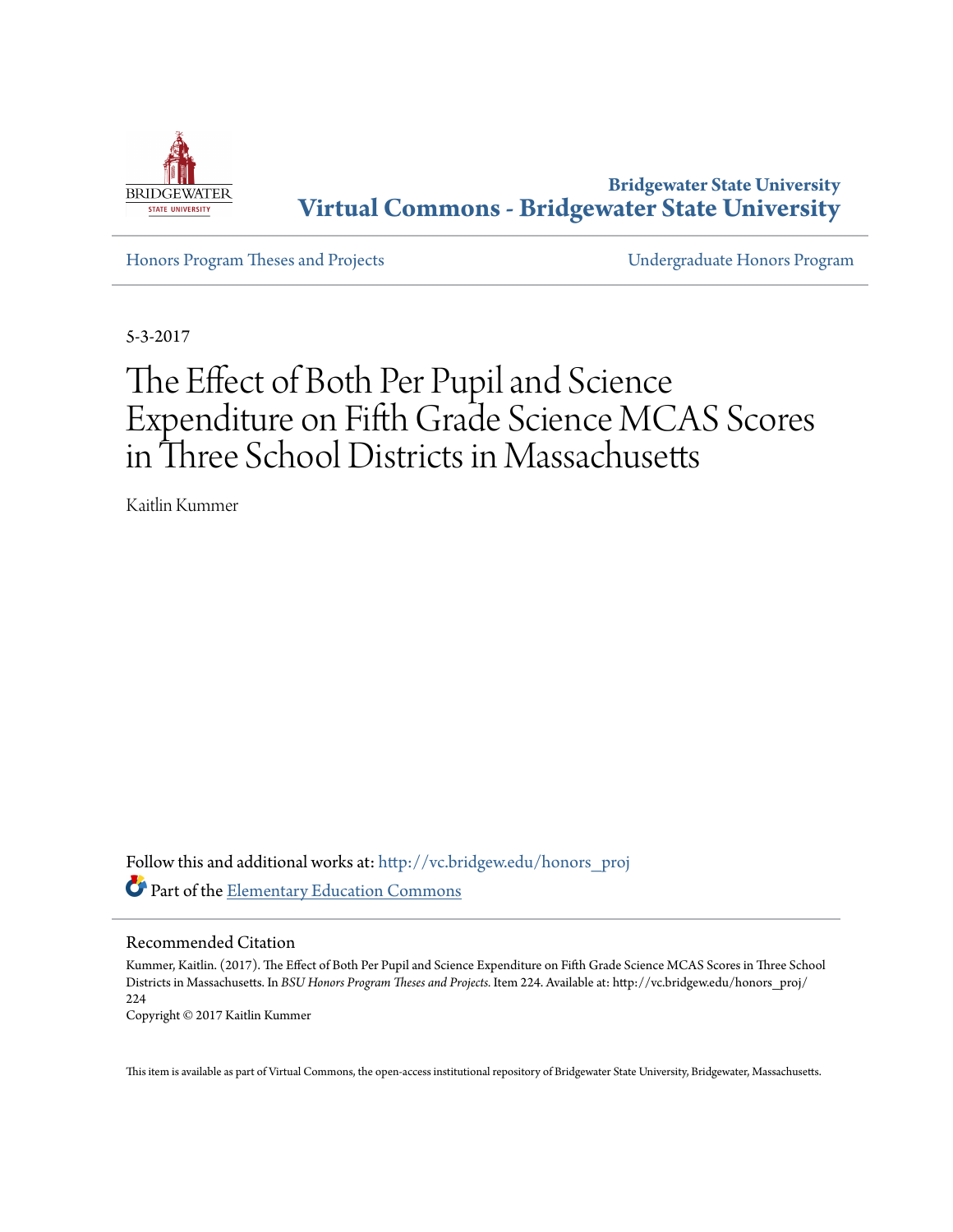Bridgewater State University
**Virtual Commons - Bridgewater State University**

Honors Program Theses and Projects | Undergraduate Honors Program

5-3-2017

# The Effect of Both Per Pupil and Science Expenditure on Fifth Grade Science MCAS Scores in Three School Districts in Massachusetts

Kaitlin Kummer

Follow this and additional works at: http://vc.bridgew.edu/honors_proj

Part of the Elementary Education Commons

## Recommended Citation

Kummer, Kaitlin. (2017). The Effect of Both Per Pupil and Science Expenditure on Fifth Grade Science MCAS Scores in Three School Districts in Massachusetts. In *BSU Honors Program Theses and Projects.* Item 224. Available at: http://vc.bridgew.edu/honors_proj/224

Copyright © 2017 Kaitlin Kummer

This item is available as part of Virtual Commons, the open-access institutional repository of Bridgewater State University, Bridgewater, Massachusetts.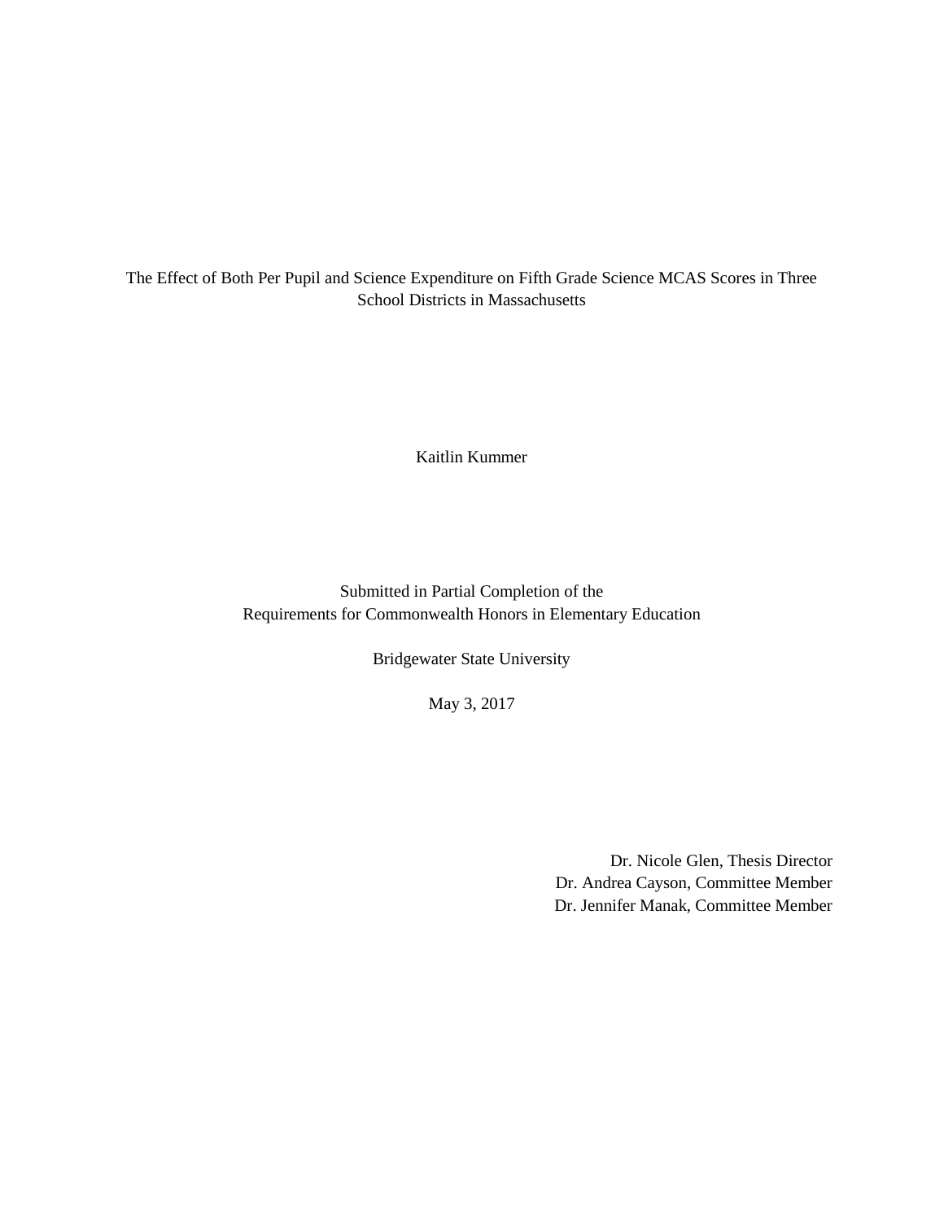The Effect of Both Per Pupil and Science Expenditure on Fifth Grade Science MCAS Scores in Three School Districts in Massachusetts

Kaitlin Kummer

Submitted in Partial Completion of the
Requirements for Commonwealth Honors in Elementary Education

Bridgewater State University

May 3, 2017

Dr. Nicole Glen, Thesis Director
Dr. Andrea Cayson, Committee Member
Dr. Jennifer Manak, Committee Member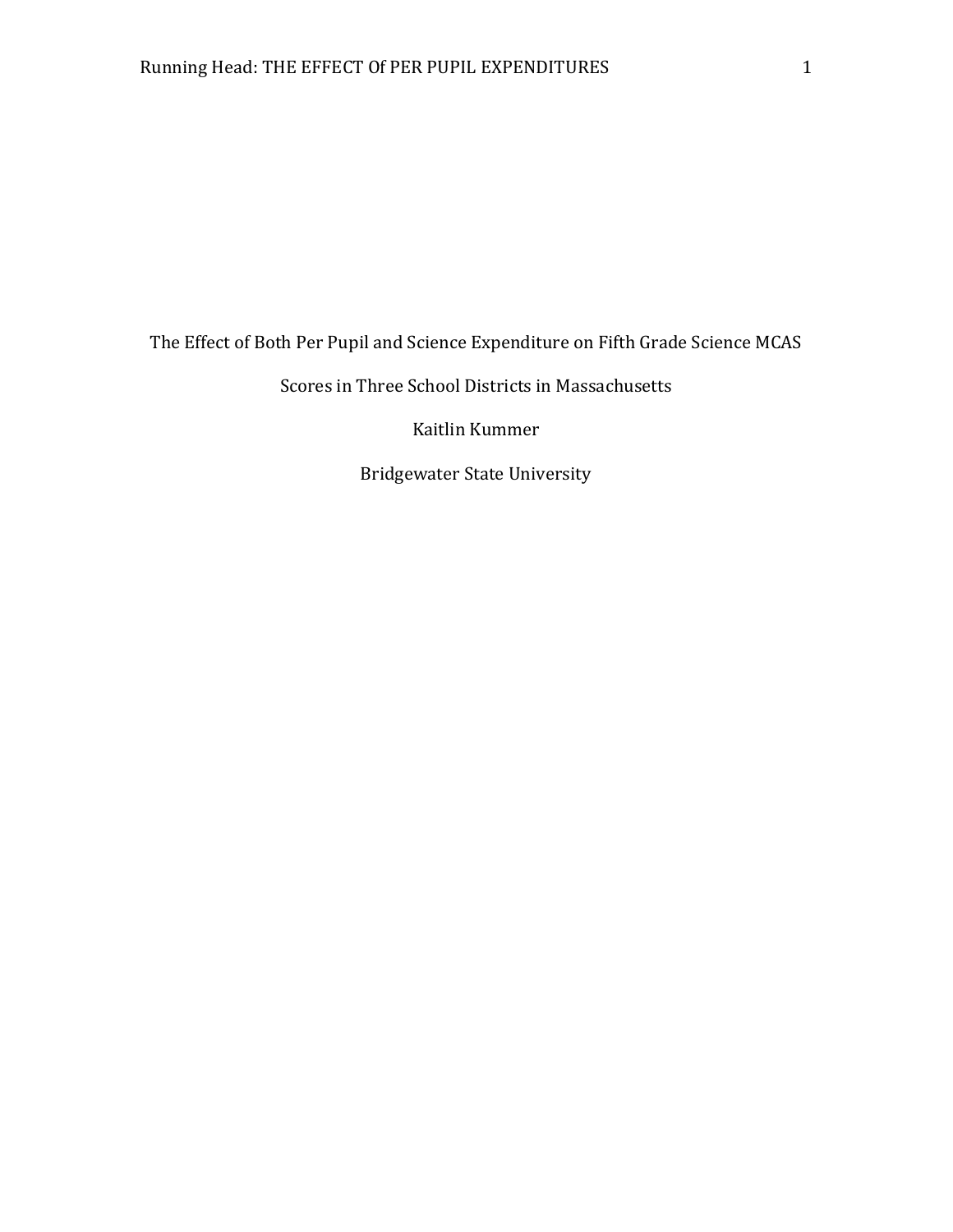The Effect of Both Per Pupil and Science Expenditure on Fifth Grade Science MCAS Scores in Three School Districts in Massachusetts

Kaitlin Kummer

Bridgewater State University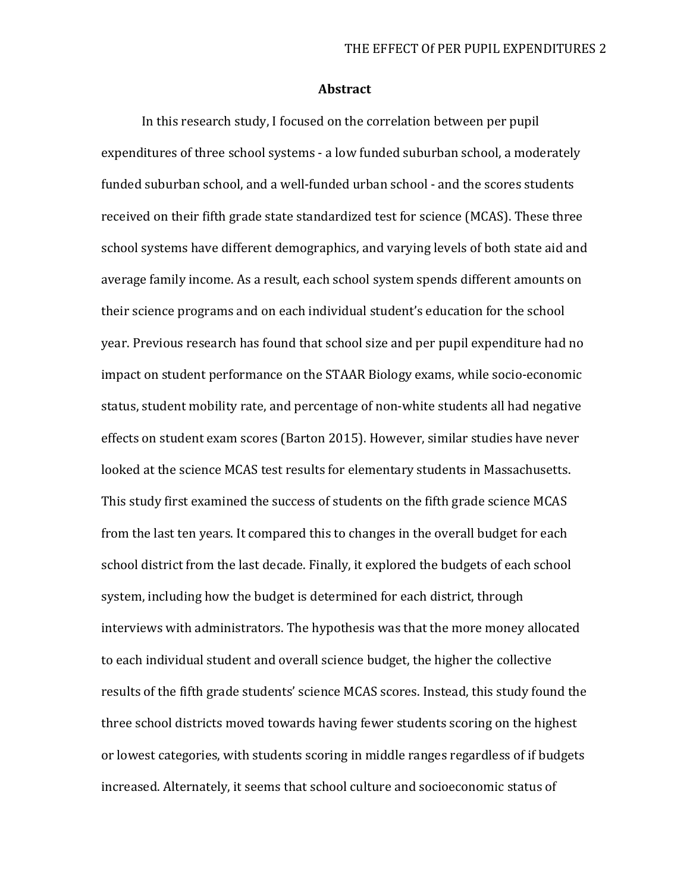## Abstract

In this research study, I focused on the correlation between per pupil expenditures of three school systems - a low funded suburban school, a moderately funded suburban school, and a well-funded urban school - and the scores students received on their fifth grade state standardized test for science (MCAS). These three school systems have different demographics, and varying levels of both state aid and average family income. As a result, each school system spends different amounts on their science programs and on each individual student's education for the school year. Previous research has found that school size and per pupil expenditure had no impact on student performance on the STAAR Biology exams, while socio-economic status, student mobility rate, and percentage of non-white students all had negative effects on student exam scores (Barton 2015). However, similar studies have never looked at the science MCAS test results for elementary students in Massachusetts. This study first examined the success of students on the fifth grade science MCAS from the last ten years. It compared this to changes in the overall budget for each school district from the last decade. Finally, it explored the budgets of each school system, including how the budget is determined for each district, through interviews with administrators. The hypothesis was that the more money allocated to each individual student and overall science budget, the higher the collective results of the fifth grade students' science MCAS scores. Instead, this study found the three school districts moved towards having fewer students scoring on the highest or lowest categories, with students scoring in middle ranges regardless of if budgets increased. Alternately, it seems that school culture and socioeconomic status of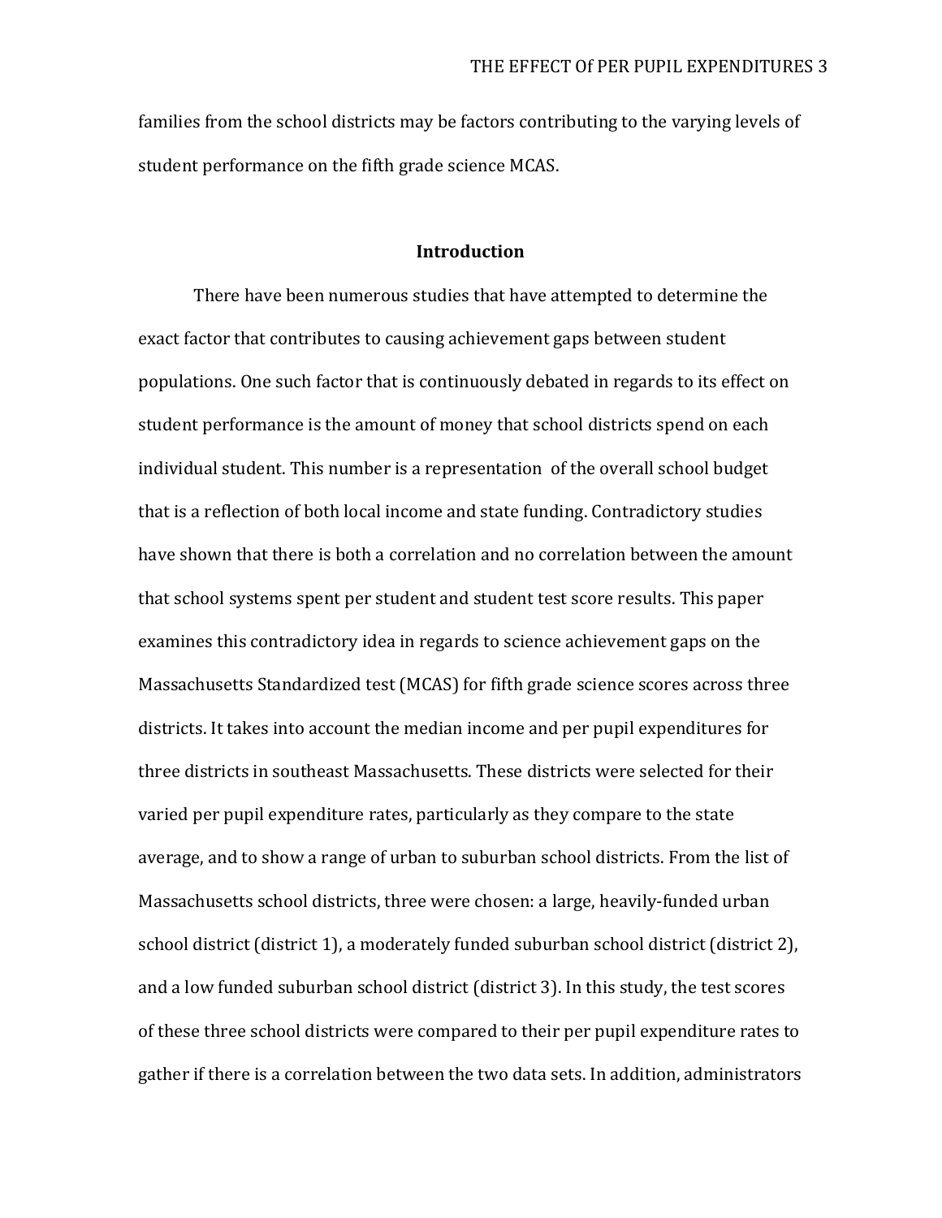families from the school districts may be factors contributing to the varying levels of student performance on the fifth grade science MCAS.

## Introduction

There have been numerous studies that have attempted to determine the exact factor that contributes to causing achievement gaps between student populations. One such factor that is continuously debated in regards to its effect on student performance is the amount of money that school districts spend on each individual student. This number is a representation of the overall school budget that is a reflection of both local income and state funding. Contradictory studies have shown that there is both a correlation and no correlation between the amount that school systems spent per student and student test score results. This paper examines this contradictory idea in regards to science achievement gaps on the Massachusetts Standardized test (MCAS) for fifth grade science scores across three districts. It takes into account the median income and per pupil expenditures for three districts in southeast Massachusetts. These districts were selected for their varied per pupil expenditure rates, particularly as they compare to the state average, and to show a range of urban to suburban school districts. From the list of Massachusetts school districts, three were chosen: a large, heavily-funded urban school district (district 1), a moderately funded suburban school district (district 2), and a low funded suburban school district (district 3). In this study, the test scores of these three school districts were compared to their per pupil expenditure rates to gather if there is a correlation between the two data sets. In addition, administrators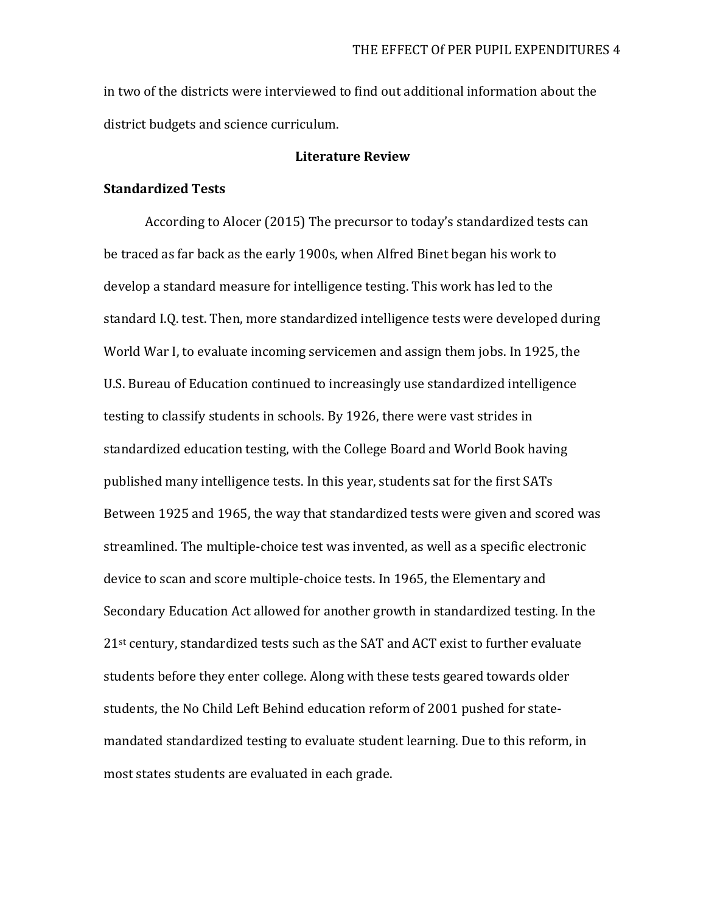in two of the districts were interviewed to find out additional information about the district budgets and science curriculum.

## Literature Review

### Standardized Tests

According to Alocer (2015) The precursor to today's standardized tests can be traced as far back as the early 1900s, when Alfred Binet began his work to develop a standard measure for intelligence testing. This work has led to the standard I.Q. test. Then, more standardized intelligence tests were developed during World War I, to evaluate incoming servicemen and assign them jobs. In 1925, the U.S. Bureau of Education continued to increasingly use standardized intelligence testing to classify students in schools. By 1926, there were vast strides in standardized education testing, with the College Board and World Book having published many intelligence tests. In this year, students sat for the first SATs Between 1925 and 1965, the way that standardized tests were given and scored was streamlined. The multiple-choice test was invented, as well as a specific electronic device to scan and score multiple-choice tests. In 1965, the Elementary and Secondary Education Act allowed for another growth in standardized testing. In the 21st century, standardized tests such as the SAT and ACT exist to further evaluate students before they enter college. Along with these tests geared towards older students, the No Child Left Behind education reform of 2001 pushed for state-mandated standardized testing to evaluate student learning. Due to this reform, in most states students are evaluated in each grade.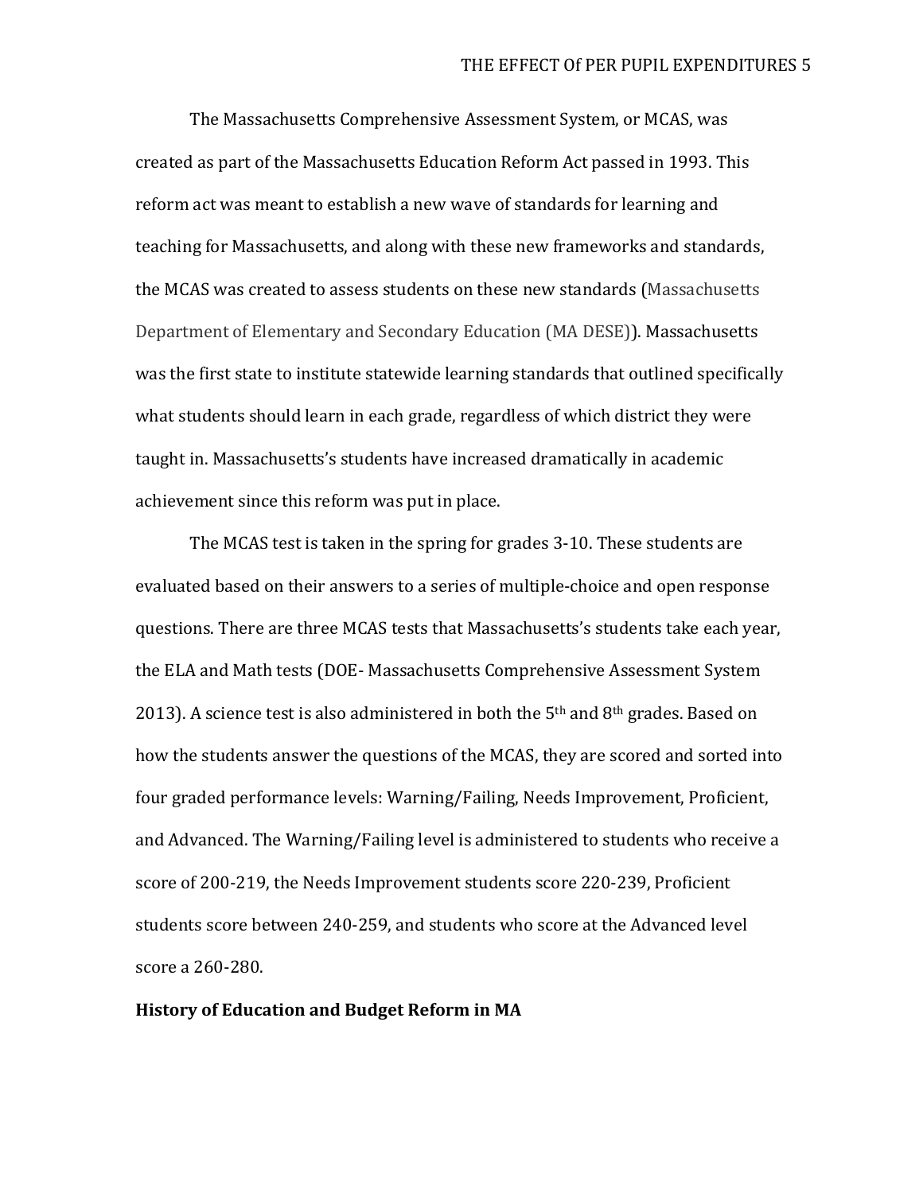The Massachusetts Comprehensive Assessment System, or MCAS, was created as part of the Massachusetts Education Reform Act passed in 1993. This reform act was meant to establish a new wave of standards for learning and teaching for Massachusetts, and along with these new frameworks and standards, the MCAS was created to assess students on these new standards (Massachusetts Department of Elementary and Secondary Education (MA DESE)). Massachusetts was the first state to institute statewide learning standards that outlined specifically what students should learn in each grade, regardless of which district they were taught in. Massachusetts's students have increased dramatically in academic achievement since this reform was put in place.

The MCAS test is taken in the spring for grades 3-10. These students are evaluated based on their answers to a series of multiple-choice and open response questions. There are three MCAS tests that Massachusetts's students take each year, the ELA and Math tests (DOE- Massachusetts Comprehensive Assessment System 2013). A science test is also administered in both the 5th and 8th grades. Based on how the students answer the questions of the MCAS, they are scored and sorted into four graded performance levels: Warning/Failing, Needs Improvement, Proficient, and Advanced. The Warning/Failing level is administered to students who receive a score of 200-219, the Needs Improvement students score 220-239, Proficient students score between 240-259, and students who score at the Advanced level score a 260-280.

**History of Education and Budget Reform in MA**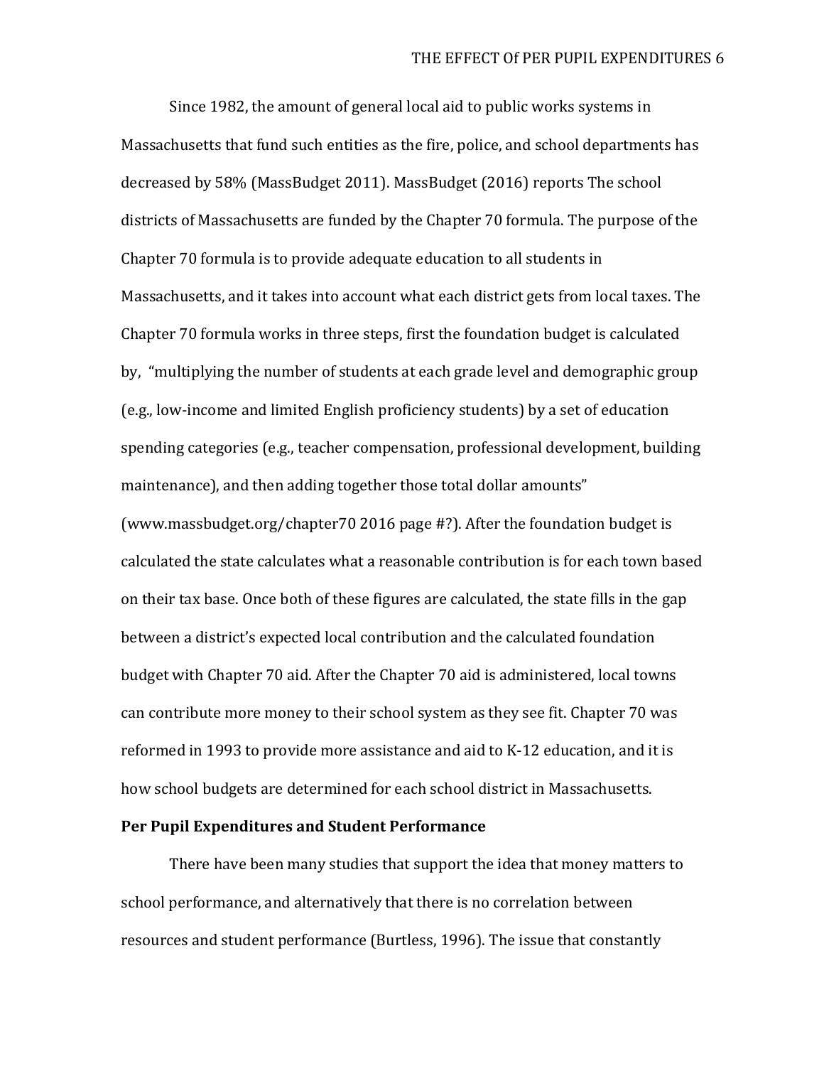Since 1982, the amount of general local aid to public works systems in Massachusetts that fund such entities as the fire, police, and school departments has decreased by 58% (MassBudget 2011). MassBudget (2016) reports The school districts of Massachusetts are funded by the Chapter 70 formula. The purpose of the Chapter 70 formula is to provide adequate education to all students in Massachusetts, and it takes into account what each district gets from local taxes. The Chapter 70 formula works in three steps, first the foundation budget is calculated by, "multiplying the number of students at each grade level and demographic group (e.g., low-income and limited English proficiency students) by a set of education spending categories (e.g., teacher compensation, professional development, building maintenance), and then adding together those total dollar amounts" (www.massbudget.org/chapter70 2016 page #?). After the foundation budget is calculated the state calculates what a reasonable contribution is for each town based on their tax base. Once both of these figures are calculated, the state fills in the gap between a district's expected local contribution and the calculated foundation budget with Chapter 70 aid. After the Chapter 70 aid is administered, local towns can contribute more money to their school system as they see fit. Chapter 70 was reformed in 1993 to provide more assistance and aid to K-12 education, and it is how school budgets are determined for each school district in Massachusetts.

**Per Pupil Expenditures and Student Performance**

There have been many studies that support the idea that money matters to school performance, and alternatively that there is no correlation between resources and student performance (Burtless, 1996). The issue that constantly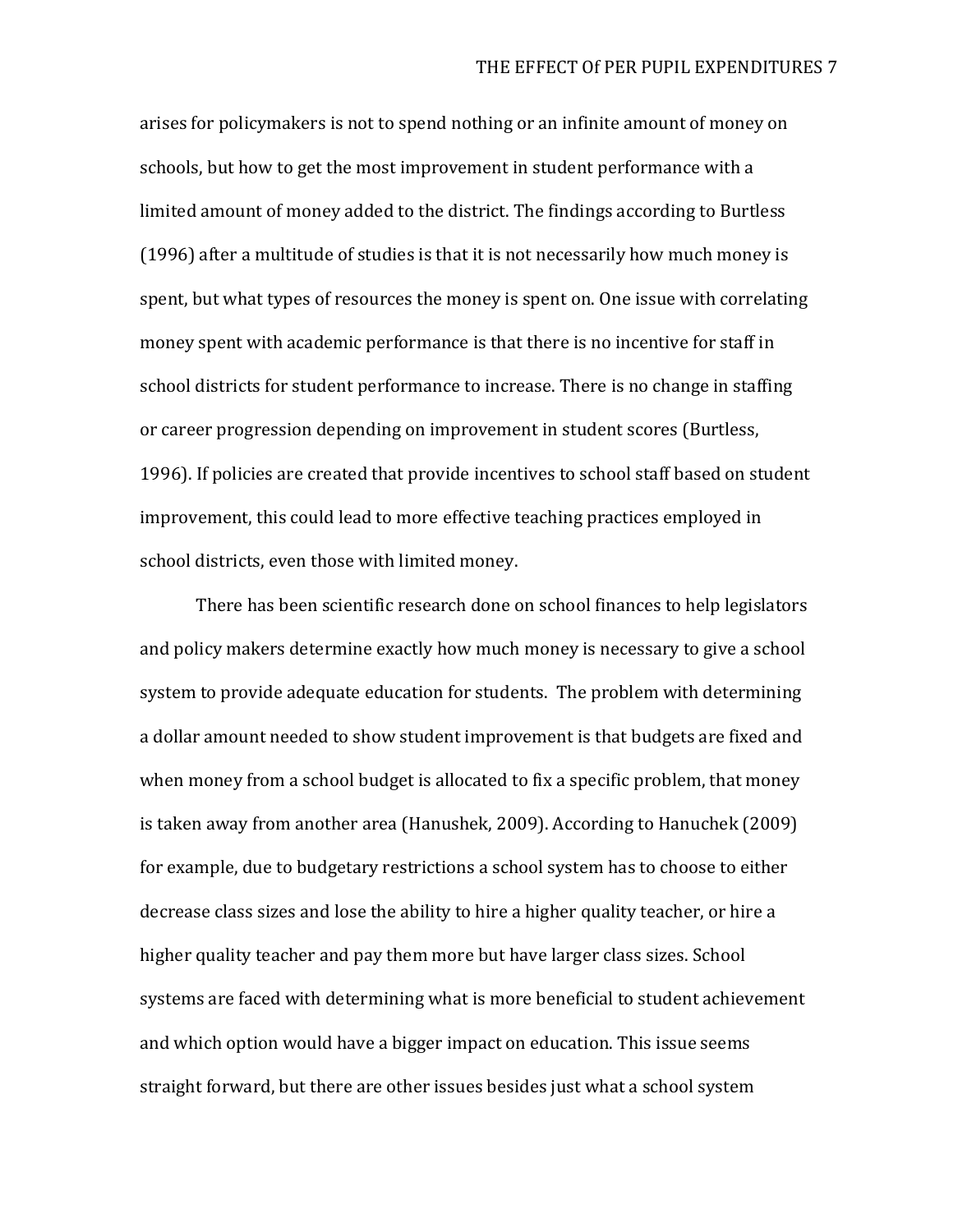arises for policymakers is not to spend nothing or an infinite amount of money on schools, but how to get the most improvement in student performance with a limited amount of money added to the district. The findings according to Burtless (1996) after a multitude of studies is that it is not necessarily how much money is spent, but what types of resources the money is spent on. One issue with correlating money spent with academic performance is that there is no incentive for staff in school districts for student performance to increase. There is no change in staffing or career progression depending on improvement in student scores (Burtless, 1996). If policies are created that provide incentives to school staff based on student improvement, this could lead to more effective teaching practices employed in school districts, even those with limited money.

There has been scientific research done on school finances to help legislators and policy makers determine exactly how much money is necessary to give a school system to provide adequate education for students. The problem with determining a dollar amount needed to show student improvement is that budgets are fixed and when money from a school budget is allocated to fix a specific problem, that money is taken away from another area (Hanushek, 2009). According to Hanuchek (2009) for example, due to budgetary restrictions a school system has to choose to either decrease class sizes and lose the ability to hire a higher quality teacher, or hire a higher quality teacher and pay them more but have larger class sizes. School systems are faced with determining what is more beneficial to student achievement and which option would have a bigger impact on education. This issue seems straight forward, but there are other issues besides just what a school system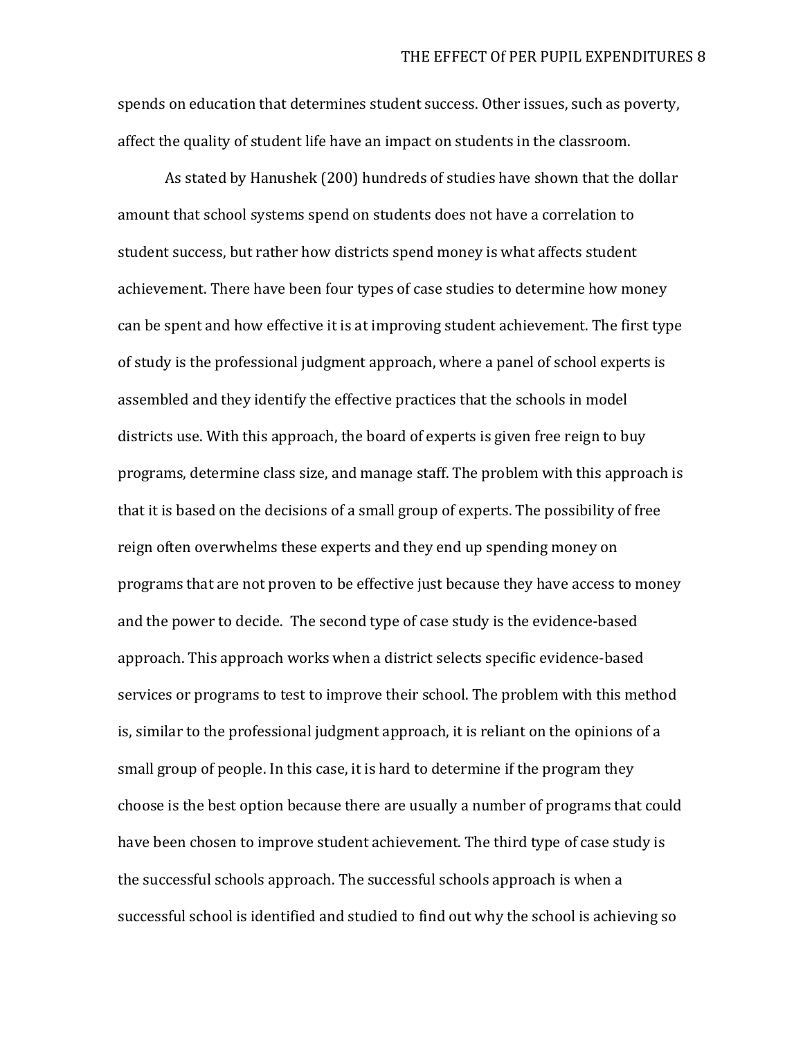spends on education that determines student success. Other issues, such as poverty, affect the quality of student life have an impact on students in the classroom.

As stated by Hanushek (200) hundreds of studies have shown that the dollar amount that school systems spend on students does not have a correlation to student success, but rather how districts spend money is what affects student achievement. There have been four types of case studies to determine how money can be spent and how effective it is at improving student achievement. The first type of study is the professional judgment approach, where a panel of school experts is assembled and they identify the effective practices that the schools in model districts use. With this approach, the board of experts is given free reign to buy programs, determine class size, and manage staff. The problem with this approach is that it is based on the decisions of a small group of experts. The possibility of free reign often overwhelms these experts and they end up spending money on programs that are not proven to be effective just because they have access to money and the power to decide. The second type of case study is the evidence-based approach. This approach works when a district selects specific evidence-based services or programs to test to improve their school. The problem with this method is, similar to the professional judgment approach, it is reliant on the opinions of a small group of people. In this case, it is hard to determine if the program they choose is the best option because there are usually a number of programs that could have been chosen to improve student achievement. The third type of case study is the successful schools approach. The successful schools approach is when a successful school is identified and studied to find out why the school is achieving so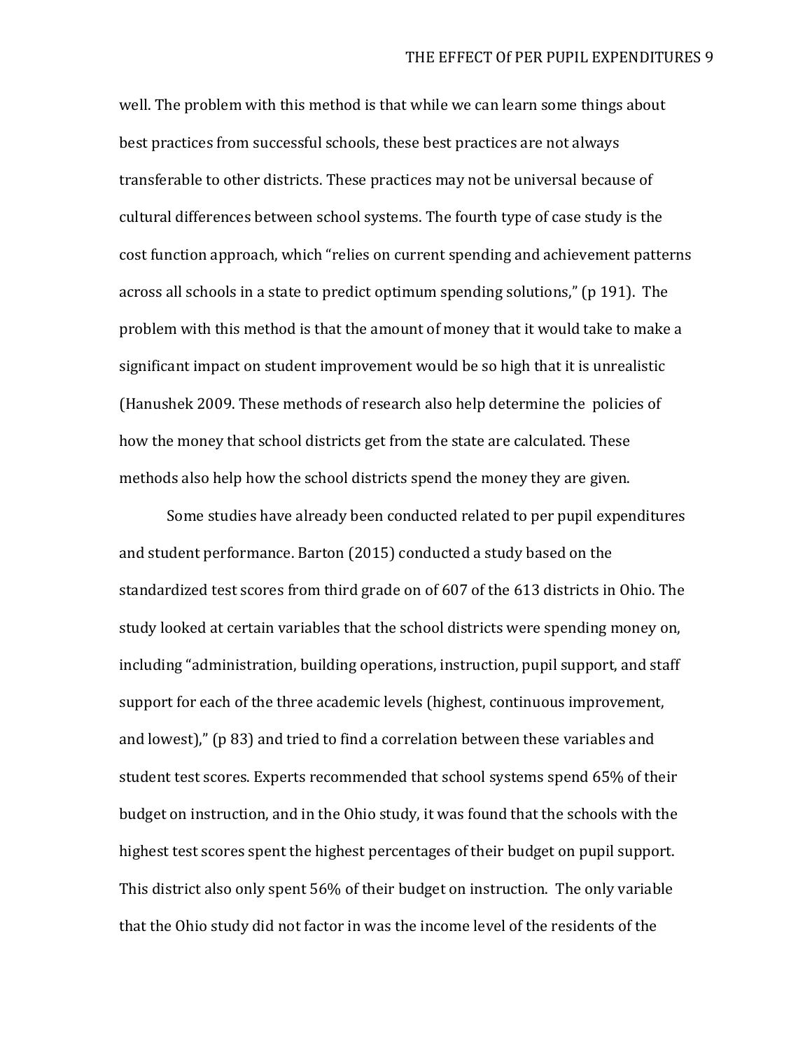well. The problem with this method is that while we can learn some things about best practices from successful schools, these best practices are not always transferable to other districts. These practices may not be universal because of cultural differences between school systems. The fourth type of case study is the cost function approach, which "relies on current spending and achievement patterns across all schools in a state to predict optimum spending solutions," (p 191). The problem with this method is that the amount of money that it would take to make a significant impact on student improvement would be so high that it is unrealistic (Hanushek 2009. These methods of research also help determine the policies of how the money that school districts get from the state are calculated. These methods also help how the school districts spend the money they are given.

Some studies have already been conducted related to per pupil expenditures and student performance. Barton (2015) conducted a study based on the standardized test scores from third grade on of 607 of the 613 districts in Ohio. The study looked at certain variables that the school districts were spending money on, including "administration, building operations, instruction, pupil support, and staff support for each of the three academic levels (highest, continuous improvement, and lowest)," (p 83) and tried to find a correlation between these variables and student test scores. Experts recommended that school systems spend 65% of their budget on instruction, and in the Ohio study, it was found that the schools with the highest test scores spent the highest percentages of their budget on pupil support. This district also only spent 56% of their budget on instruction. The only variable that the Ohio study did not factor in was the income level of the residents of the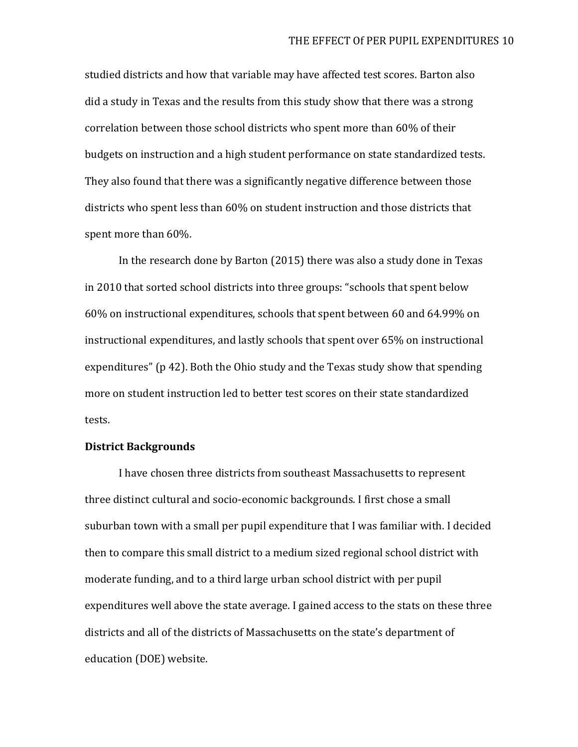studied districts and how that variable may have affected test scores. Barton also did a study in Texas and the results from this study show that there was a strong correlation between those school districts who spent more than 60% of their budgets on instruction and a high student performance on state standardized tests. They also found that there was a significantly negative difference between those districts who spent less than 60% on student instruction and those districts that spent more than 60%.

In the research done by Barton (2015) there was also a study done in Texas in 2010 that sorted school districts into three groups: "schools that spent below 60% on instructional expenditures, schools that spent between 60 and 64.99% on instructional expenditures, and lastly schools that spent over 65% on instructional expenditures" (p 42). Both the Ohio study and the Texas study show that spending more on student instruction led to better test scores on their state standardized tests.

**District Backgrounds**

I have chosen three districts from southeast Massachusetts to represent three distinct cultural and socio-economic backgrounds. I first chose a small suburban town with a small per pupil expenditure that I was familiar with. I decided then to compare this small district to a medium sized regional school district with moderate funding, and to a third large urban school district with per pupil expenditures well above the state average. I gained access to the stats on these three districts and all of the districts of Massachusetts on the state's department of education (DOE) website.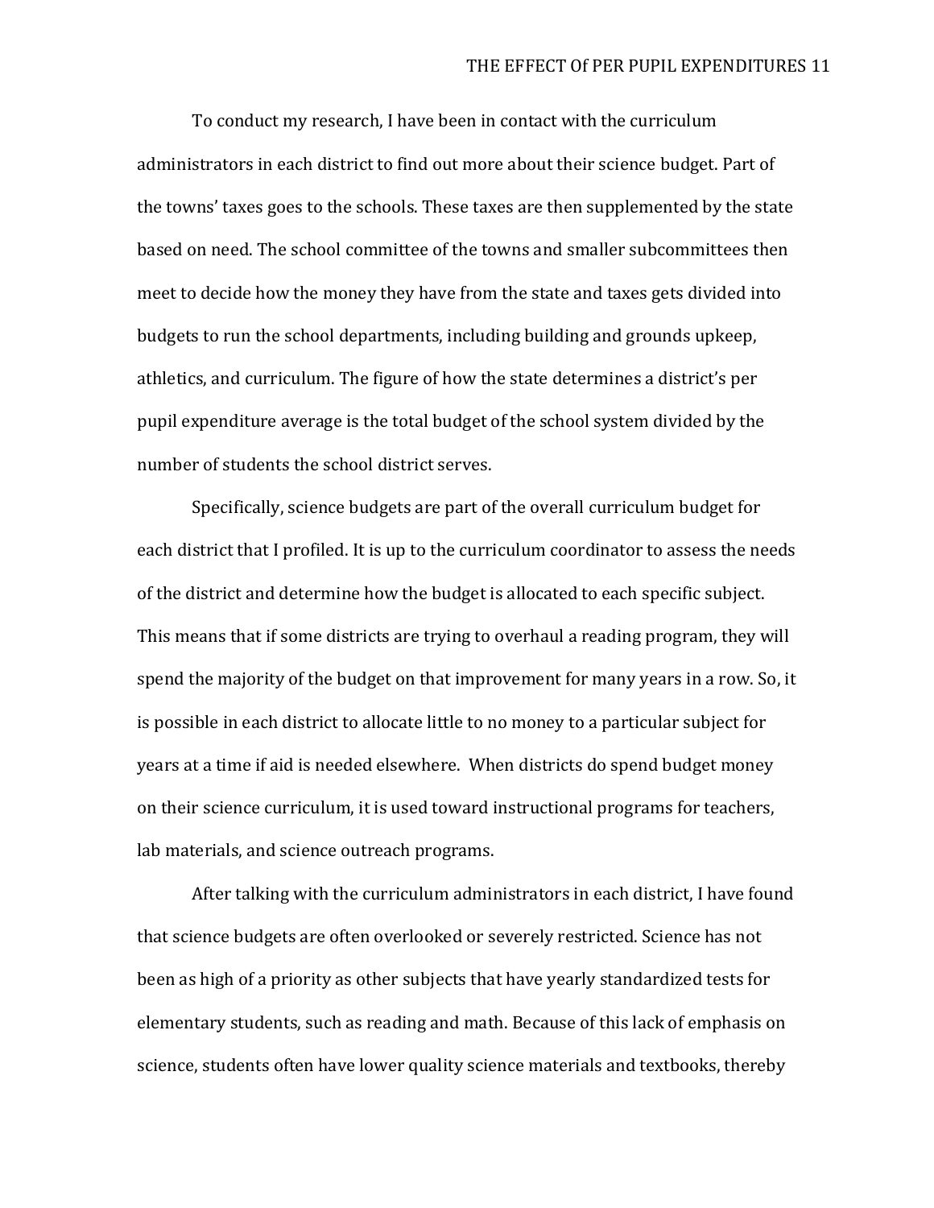To conduct my research, I have been in contact with the curriculum administrators in each district to find out more about their science budget. Part of the towns' taxes goes to the schools. These taxes are then supplemented by the state based on need. The school committee of the towns and smaller subcommittees then meet to decide how the money they have from the state and taxes gets divided into budgets to run the school departments, including building and grounds upkeep, athletics, and curriculum. The figure of how the state determines a district's per pupil expenditure average is the total budget of the school system divided by the number of students the school district serves.

Specifically, science budgets are part of the overall curriculum budget for each district that I profiled. It is up to the curriculum coordinator to assess the needs of the district and determine how the budget is allocated to each specific subject. This means that if some districts are trying to overhaul a reading program, they will spend the majority of the budget on that improvement for many years in a row. So, it is possible in each district to allocate little to no money to a particular subject for years at a time if aid is needed elsewhere. When districts do spend budget money on their science curriculum, it is used toward instructional programs for teachers, lab materials, and science outreach programs.

After talking with the curriculum administrators in each district, I have found that science budgets are often overlooked or severely restricted. Science has not been as high of a priority as other subjects that have yearly standardized tests for elementary students, such as reading and math. Because of this lack of emphasis on science, students often have lower quality science materials and textbooks, thereby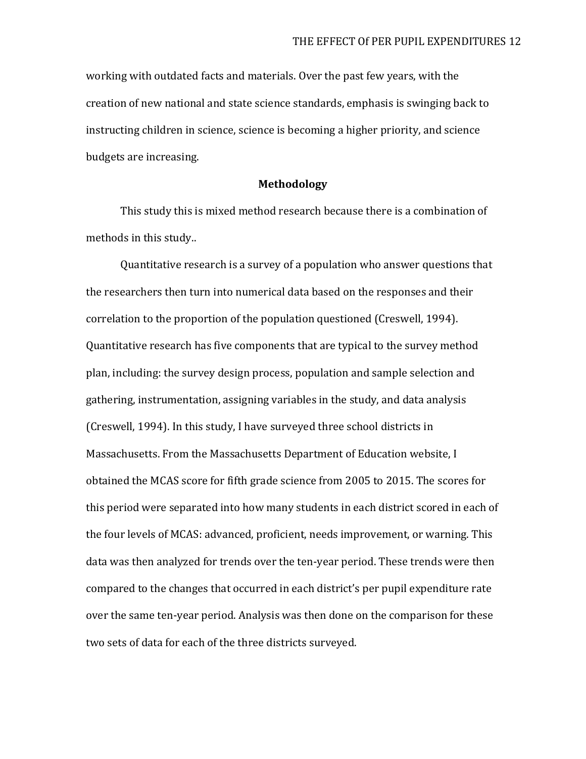working with outdated facts and materials. Over the past few years, with the creation of new national and state science standards, emphasis is swinging back to instructing children in science, science is becoming a higher priority, and science budgets are increasing.

## Methodology

This study this is mixed method research because there is a combination of methods in this study..

Quantitative research is a survey of a population who answer questions that the researchers then turn into numerical data based on the responses and their correlation to the proportion of the population questioned (Creswell, 1994). Quantitative research has five components that are typical to the survey method plan, including: the survey design process, population and sample selection and gathering, instrumentation, assigning variables in the study, and data analysis (Creswell, 1994). In this study, I have surveyed three school districts in Massachusetts. From the Massachusetts Department of Education website, I obtained the MCAS score for fifth grade science from 2005 to 2015. The scores for this period were separated into how many students in each district scored in each of the four levels of MCAS: advanced, proficient, needs improvement, or warning. This data was then analyzed for trends over the ten-year period. These trends were then compared to the changes that occurred in each district's per pupil expenditure rate over the same ten-year period. Analysis was then done on the comparison for these two sets of data for each of the three districts surveyed.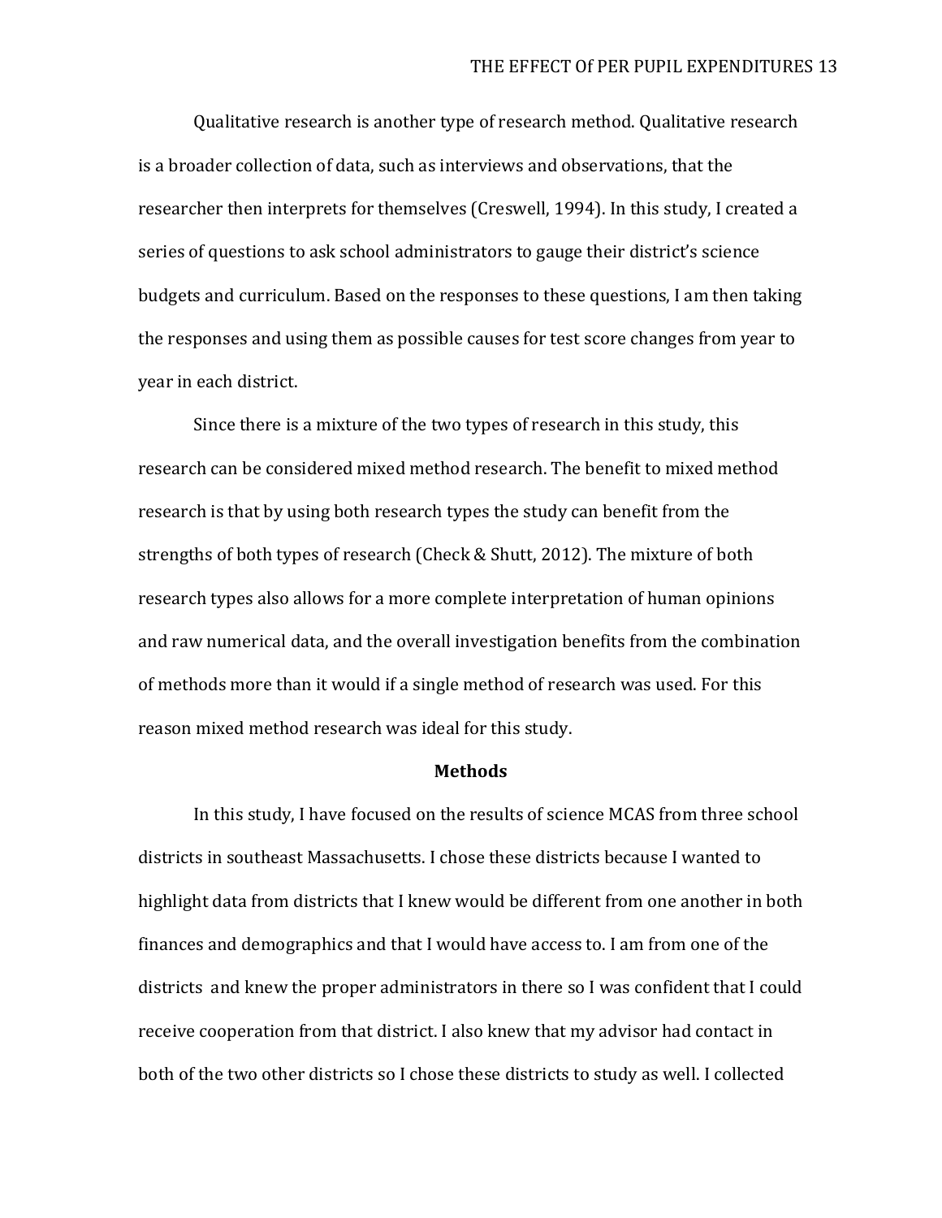Qualitative research is another type of research method. Qualitative research is a broader collection of data, such as interviews and observations, that the researcher then interprets for themselves (Creswell, 1994). In this study, I created a series of questions to ask school administrators to gauge their district's science budgets and curriculum. Based on the responses to these questions, I am then taking the responses and using them as possible causes for test score changes from year to year in each district.

Since there is a mixture of the two types of research in this study, this research can be considered mixed method research. The benefit to mixed method research is that by using both research types the study can benefit from the strengths of both types of research (Check & Shutt, 2012). The mixture of both research types also allows for a more complete interpretation of human opinions and raw numerical data, and the overall investigation benefits from the combination of methods more than it would if a single method of research was used. For this reason mixed method research was ideal for this study.

## Methods

In this study, I have focused on the results of science MCAS from three school districts in southeast Massachusetts. I chose these districts because I wanted to highlight data from districts that I knew would be different from one another in both finances and demographics and that I would have access to. I am from one of the districts and knew the proper administrators in there so I was confident that I could receive cooperation from that district. I also knew that my advisor had contact in both of the two other districts so I chose these districts to study as well. I collected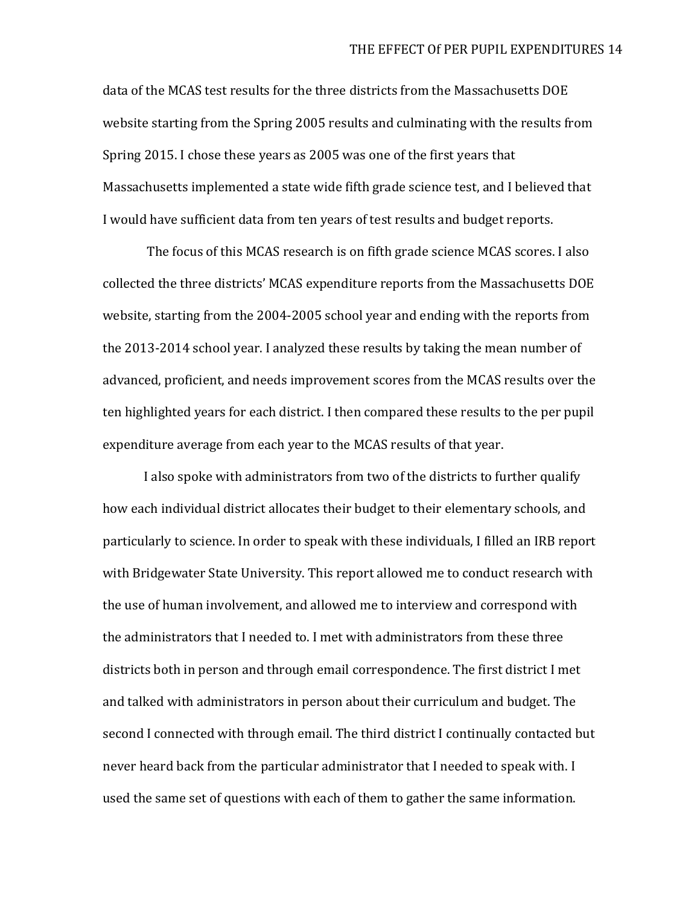data of the MCAS test results for the three districts from the Massachusetts DOE website starting from the Spring 2005 results and culminating with the results from Spring 2015. I chose these years as 2005 was one of the first years that Massachusetts implemented a state wide fifth grade science test, and I believed that I would have sufficient data from ten years of test results and budget reports.

The focus of this MCAS research is on fifth grade science MCAS scores. I also collected the three districts' MCAS expenditure reports from the Massachusetts DOE website, starting from the 2004-2005 school year and ending with the reports from the 2013-2014 school year. I analyzed these results by taking the mean number of advanced, proficient, and needs improvement scores from the MCAS results over the ten highlighted years for each district. I then compared these results to the per pupil expenditure average from each year to the MCAS results of that year.

I also spoke with administrators from two of the districts to further qualify how each individual district allocates their budget to their elementary schools, and particularly to science. In order to speak with these individuals, I filled an IRB report with Bridgewater State University. This report allowed me to conduct research with the use of human involvement, and allowed me to interview and correspond with the administrators that I needed to. I met with administrators from these three districts both in person and through email correspondence. The first district I met and talked with administrators in person about their curriculum and budget. The second I connected with through email. The third district I continually contacted but never heard back from the particular administrator that I needed to speak with. I used the same set of questions with each of them to gather the same information.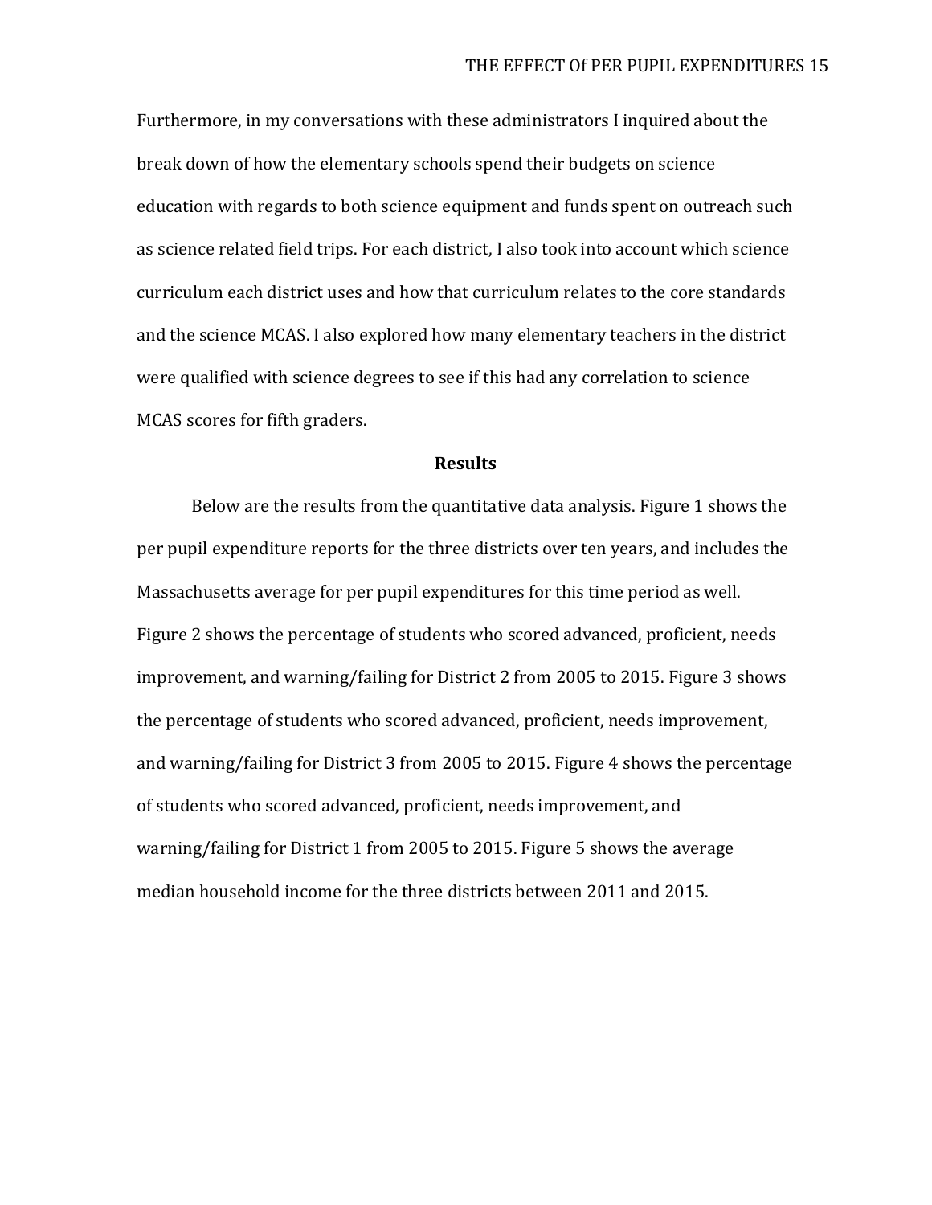Furthermore, in my conversations with these administrators I inquired about the break down of how the elementary schools spend their budgets on science education with regards to both science equipment and funds spent on outreach such as science related field trips. For each district, I also took into account which science curriculum each district uses and how that curriculum relates to the core standards and the science MCAS. I also explored how many elementary teachers in the district were qualified with science degrees to see if this had any correlation to science MCAS scores for fifth graders.

## Results

Below are the results from the quantitative data analysis. Figure 1 shows the per pupil expenditure reports for the three districts over ten years, and includes the Massachusetts average for per pupil expenditures for this time period as well. Figure 2 shows the percentage of students who scored advanced, proficient, needs improvement, and warning/failing for District 2 from 2005 to 2015. Figure 3 shows the percentage of students who scored advanced, proficient, needs improvement, and warning/failing for District 3 from 2005 to 2015. Figure 4 shows the percentage of students who scored advanced, proficient, needs improvement, and warning/failing for District 1 from 2005 to 2015. Figure 5 shows the average median household income for the three districts between 2011 and 2015.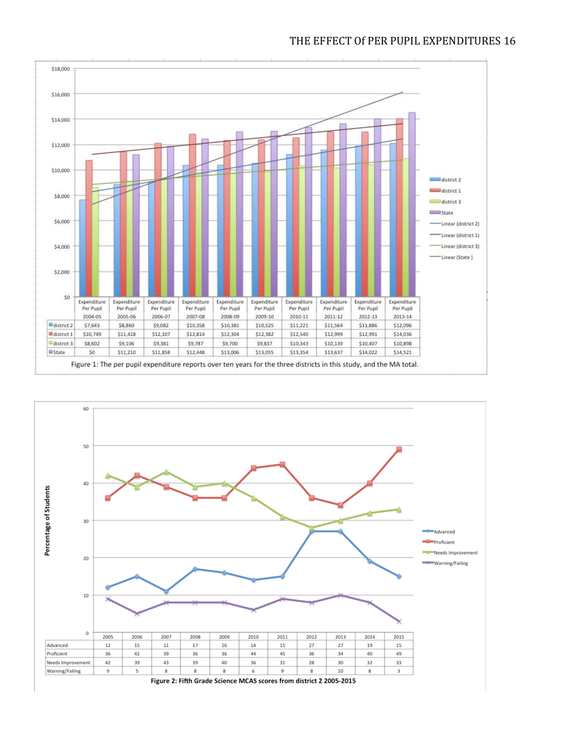| | Expenditure Per Pupil 2004-05 | Expenditure Per Pupil 2005-06 | Expenditure Per Pupil 2006-07 | Expenditure Per Pupil 2007-08 | Expenditure Per Pupil 2008-09 | Expenditure Per Pupil 2009-10 | Expenditure Per Pupil 2010-11 | Expenditure Per Pupil 2011-12 | Expenditure Per Pupil 2012-13 | Expenditure Per Pupil 2013-14 |
|---|---|---|---|---|---|---|---|---|---|---|
| district 2 | $7,643 | $8,860 | $9,082 | $10,358 | $10,381 | $10,525 | $11,221 | $11,564 | $11,886 | $12,096 |
| district 1 | $10,749 | $11,418 | $12,107 | $12,814 | $12,304 | $12,382 | $12,540 | $12,999 | $12,991 | $14,036 |
| district 3 | $8,602 | $9,106 | $9,381 | $9,787 | $9,700 | $9,837 | $10,343 | $10,139 | $10,407 | $10,898 |
| State | $0 | $11,210 | $11,858 | $12,448 | $13,006 | $13,055 | $13,354 | $13,637 | $14,022 | $14,521 |

Figure 1: The per pupil expenditure reports over ten years for the three districts in this study, and the MA total.

| | 2005 | 2006 | 2007 | 2008 | 2009 | 2010 | 2011 | 2012 | 2013 | 2014 | 2015 |
|---|---|---|---|---|---|---|---|---|---|---|---|
| Advanced | 12 | 15 | 11 | 17 | 16 | 14 | 15 | 27 | 27 | 19 | 15 |
| Proficient | 36 | 42 | 39 | 36 | 36 | 44 | 45 | 36 | 34 | 40 | 49 |
| Needs Improvement | 42 | 39 | 43 | 39 | 40 | 36 | 31 | 28 | 30 | 32 | 33 |
| Warning/Failing | 9 | 5 | 8 | 8 | 8 | 6 | 9 | 8 | 10 | 8 | 3 |

**Figure 2: Fifth Grade Science MCAS scores from district 2 2005-2015**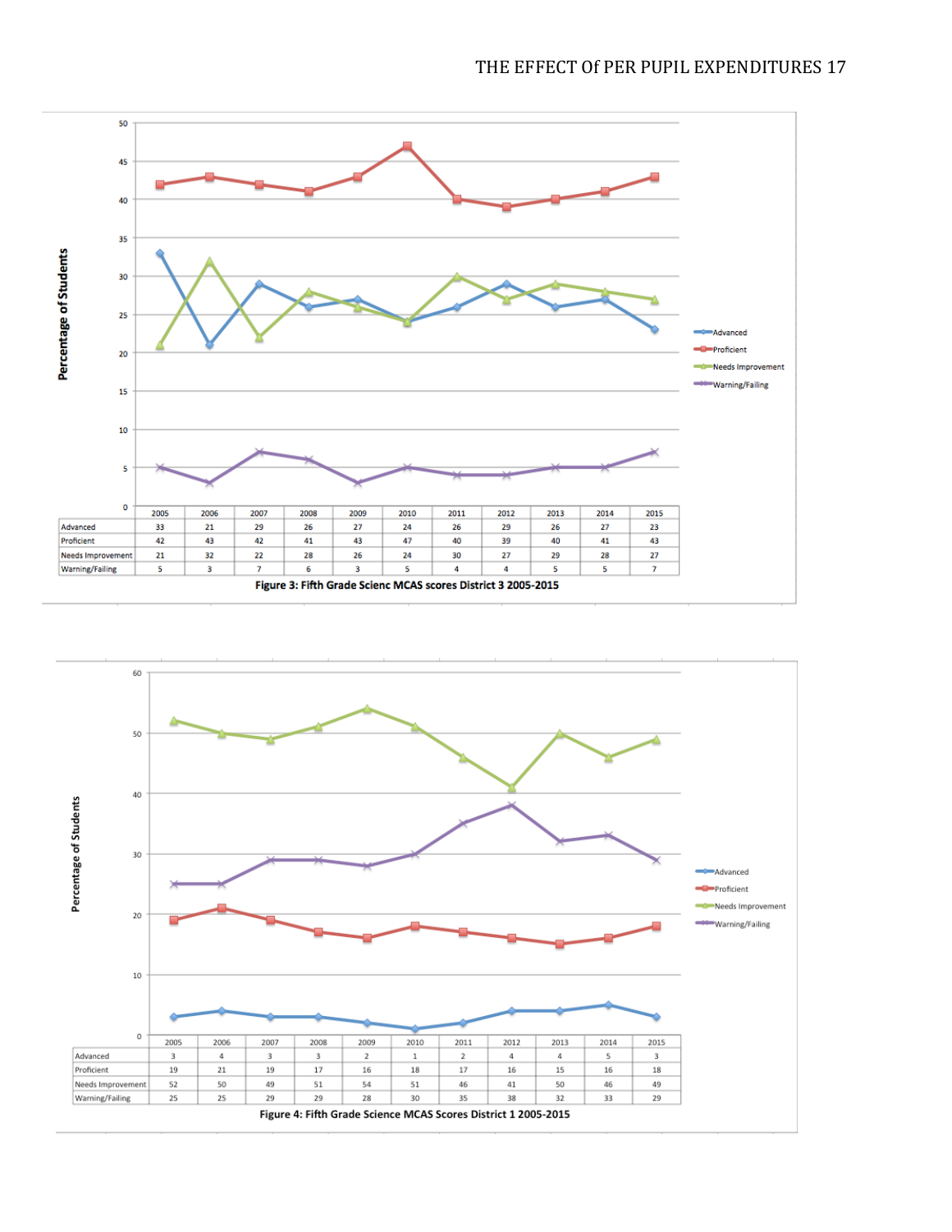| | 2005 | 2006 | 2007 | 2008 | 2009 | 2010 | 2011 | 2012 | 2013 | 2014 | 2015 |
|---|---|---|---|---|---|---|---|---|---|---|---|
| Advanced | 33 | 21 | 29 | 26 | 27 | 24 | 26 | 29 | 26 | 27 | 23 |
| Proficient | 42 | 43 | 42 | 41 | 43 | 47 | 40 | 39 | 40 | 41 | 43 |
| Needs Improvement | 21 | 32 | 22 | 28 | 26 | 24 | 30 | 27 | 29 | 28 | 27 |
| Warning/Failing | 5 | 3 | 7 | 6 | 3 | 5 | 4 | 4 | 5 | 5 | 7 |

**Figure 3: Fifth Grade Scienc MCAS scores District 3 2005-2015**

| | 2005 | 2006 | 2007 | 2008 | 2009 | 2010 | 2011 | 2012 | 2013 | 2014 | 2015 |
|---|---|---|---|---|---|---|---|---|---|---|---|
| Advanced | 3 | 4 | 3 | 3 | 2 | 1 | 2 | 4 | 4 | 5 | 3 |
| Proficient | 19 | 21 | 19 | 17 | 16 | 18 | 17 | 16 | 15 | 16 | 18 |
| Needs Improvement | 52 | 50 | 49 | 51 | 54 | 51 | 46 | 41 | 50 | 46 | 49 |
| Warning/Failing | 25 | 25 | 29 | 29 | 28 | 30 | 35 | 38 | 32 | 33 | 29 |

**Figure 4: Fifth Grade Science MCAS Scores District 1 2005-2015**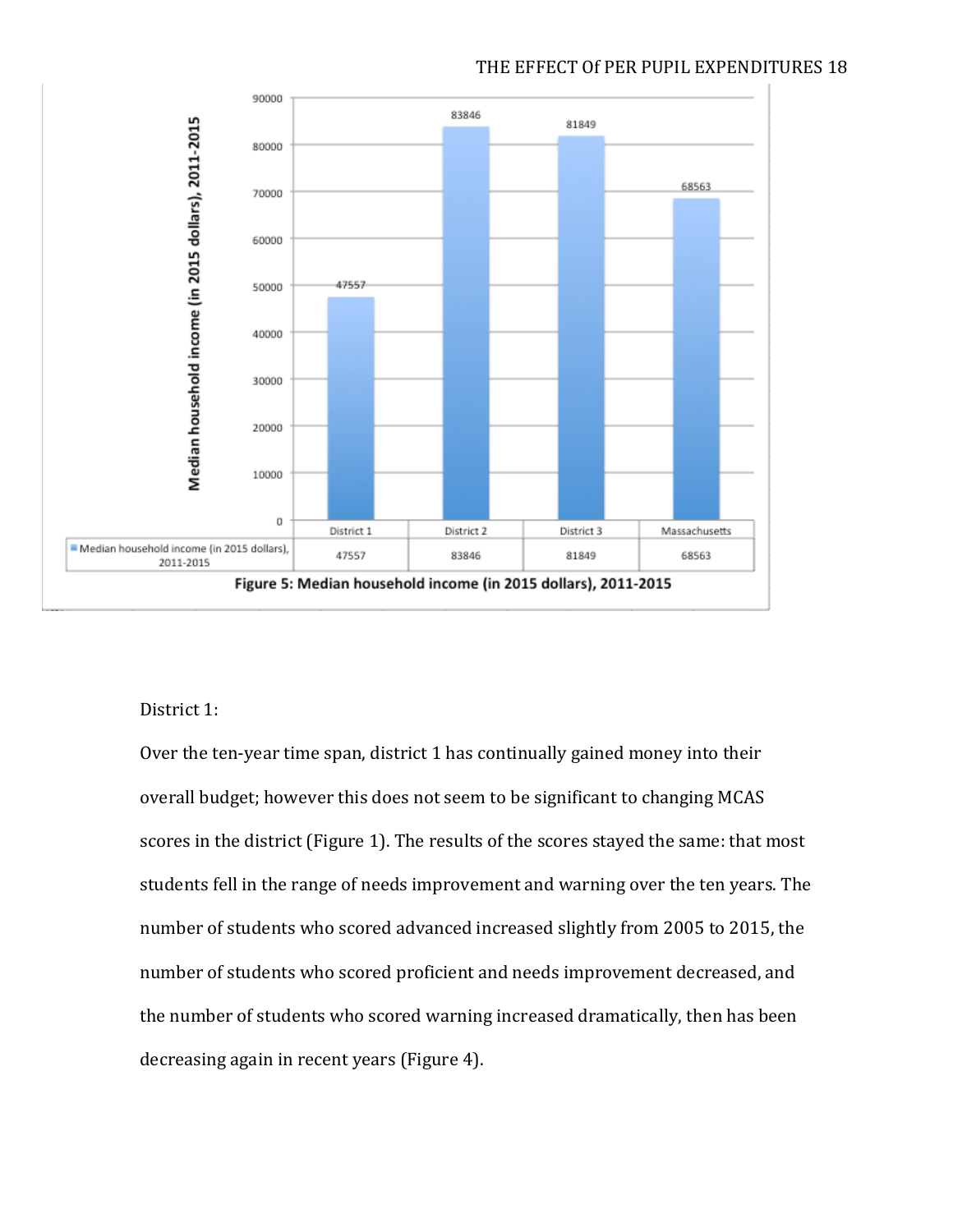| | District 1 | District 2 | District 3 | Massachusetts |
|---|---|---|---|---|
| Median household income (in 2015 dollars), 2011-2015 | 47557 | 83846 | 81849 | 68563 |

Figure 5: Median household income (in 2015 dollars), 2011-2015

District 1:

Over the ten-year time span, district 1 has continually gained money into their overall budget; however this does not seem to be significant to changing MCAS scores in the district (Figure 1). The results of the scores stayed the same: that most students fell in the range of needs improvement and warning over the ten years. The number of students who scored advanced increased slightly from 2005 to 2015, the number of students who scored proficient and needs improvement decreased, and the number of students who scored warning increased dramatically, then has been decreasing again in recent years (Figure 4).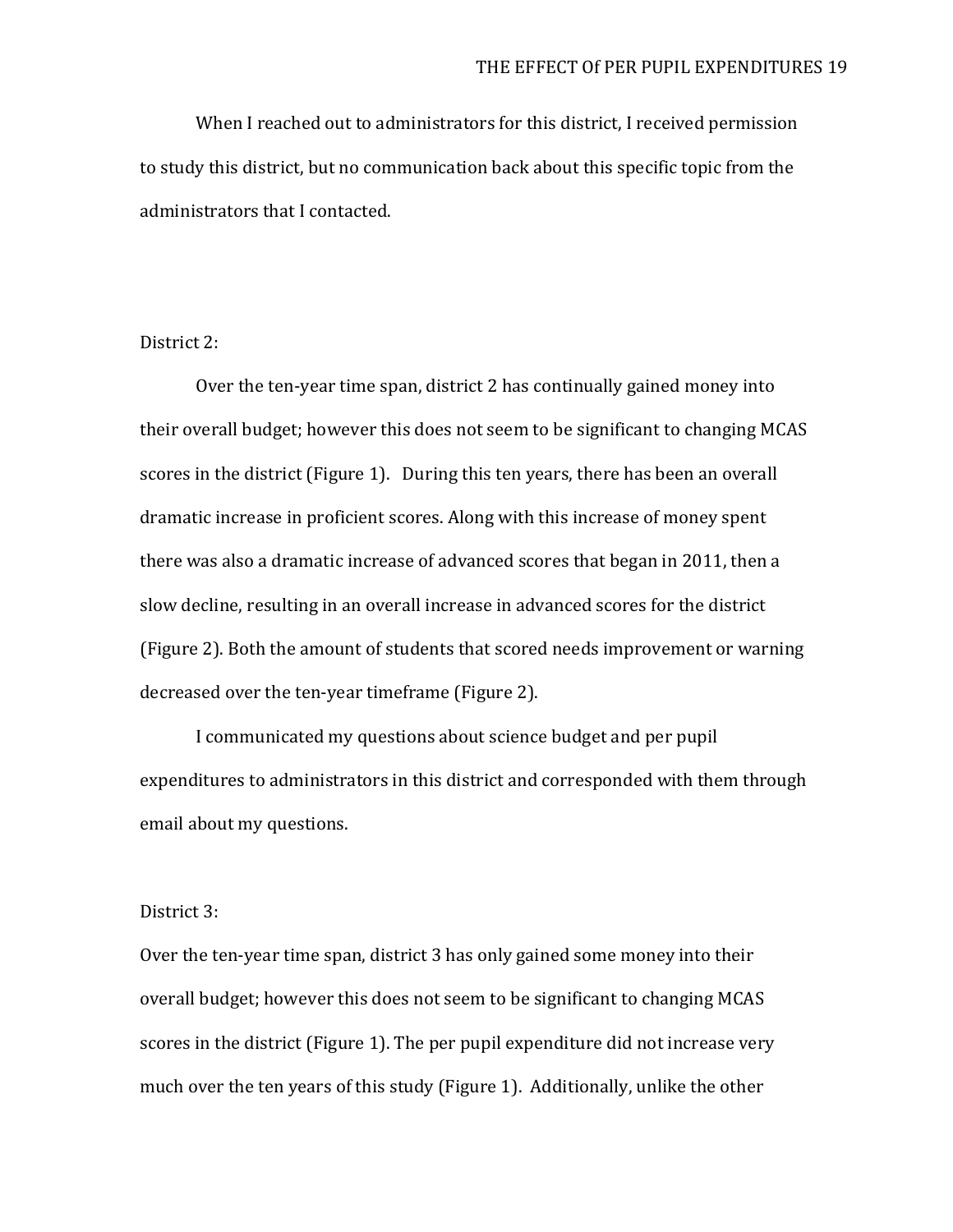When I reached out to administrators for this district, I received permission to study this district, but no communication back about this specific topic from the administrators that I contacted.

District 2:

Over the ten-year time span, district 2 has continually gained money into their overall budget; however this does not seem to be significant to changing MCAS scores in the district (Figure 1). During this ten years, there has been an overall dramatic increase in proficient scores. Along with this increase of money spent there was also a dramatic increase of advanced scores that began in 2011, then a slow decline, resulting in an overall increase in advanced scores for the district (Figure 2). Both the amount of students that scored needs improvement or warning decreased over the ten-year timeframe (Figure 2).

I communicated my questions about science budget and per pupil expenditures to administrators in this district and corresponded with them through email about my questions.

District 3:

Over the ten-year time span, district 3 has only gained some money into their overall budget; however this does not seem to be significant to changing MCAS scores in the district (Figure 1). The per pupil expenditure did not increase very much over the ten years of this study (Figure 1). Additionally, unlike the other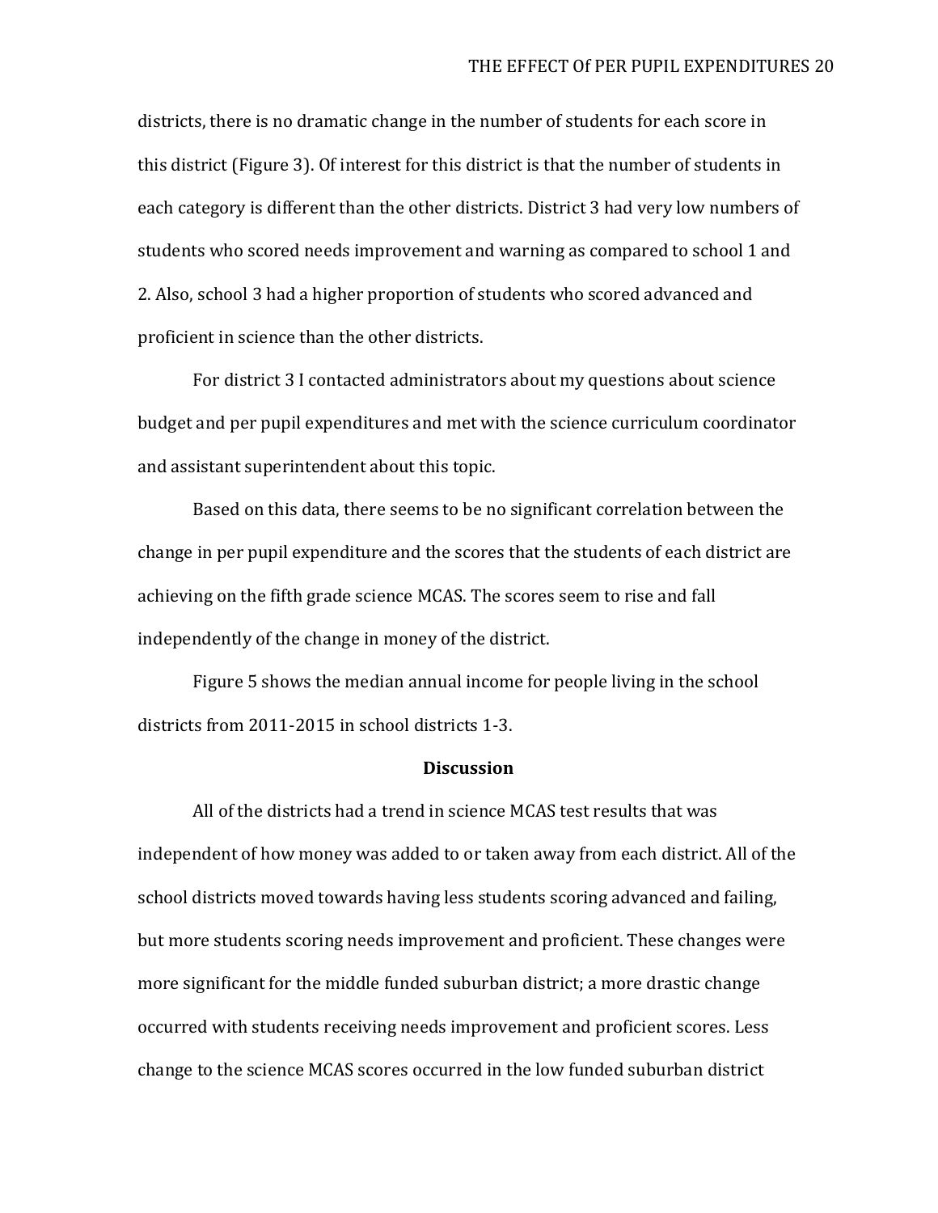districts, there is no dramatic change in the number of students for each score in this district (Figure 3). Of interest for this district is that the number of students in each category is different than the other districts. District 3 had very low numbers of students who scored needs improvement and warning as compared to school 1 and 2. Also, school 3 had a higher proportion of students who scored advanced and proficient in science than the other districts.

For district 3 I contacted administrators about my questions about science budget and per pupil expenditures and met with the science curriculum coordinator and assistant superintendent about this topic.

Based on this data, there seems to be no significant correlation between the change in per pupil expenditure and the scores that the students of each district are achieving on the fifth grade science MCAS. The scores seem to rise and fall independently of the change in money of the district.

Figure 5 shows the median annual income for people living in the school districts from 2011-2015 in school districts 1-3.

## Discussion

All of the districts had a trend in science MCAS test results that was independent of how money was added to or taken away from each district. All of the school districts moved towards having less students scoring advanced and failing, but more students scoring needs improvement and proficient. These changes were more significant for the middle funded suburban district; a more drastic change occurred with students receiving needs improvement and proficient scores. Less change to the science MCAS scores occurred in the low funded suburban district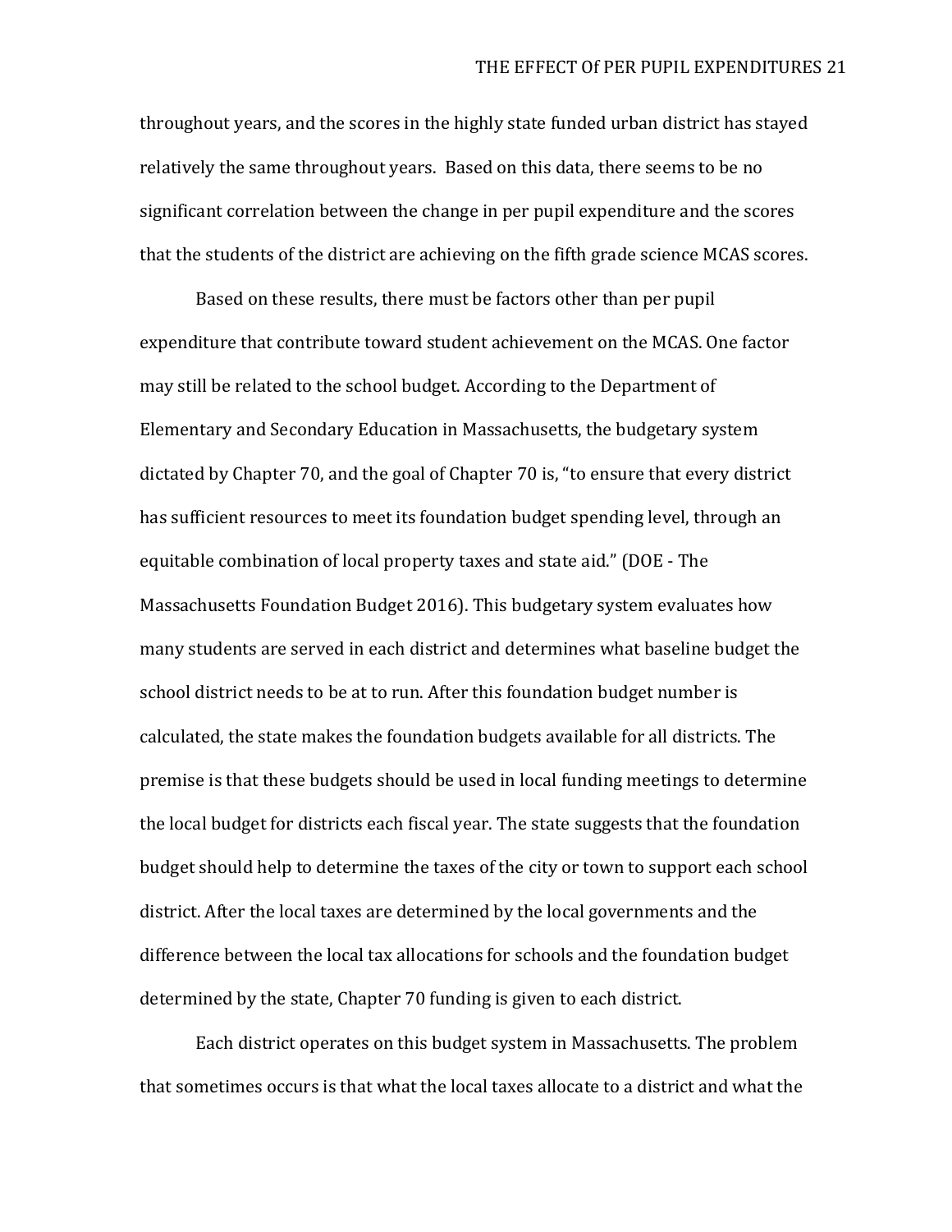throughout years, and the scores in the highly state funded urban district has stayed relatively the same throughout years. Based on this data, there seems to be no significant correlation between the change in per pupil expenditure and the scores that the students of the district are achieving on the fifth grade science MCAS scores.

Based on these results, there must be factors other than per pupil expenditure that contribute toward student achievement on the MCAS. One factor may still be related to the school budget. According to the Department of Elementary and Secondary Education in Massachusetts, the budgetary system dictated by Chapter 70, and the goal of Chapter 70 is, "to ensure that every district has sufficient resources to meet its foundation budget spending level, through an equitable combination of local property taxes and state aid." (DOE - The Massachusetts Foundation Budget 2016). This budgetary system evaluates how many students are served in each district and determines what baseline budget the school district needs to be at to run. After this foundation budget number is calculated, the state makes the foundation budgets available for all districts. The premise is that these budgets should be used in local funding meetings to determine the local budget for districts each fiscal year. The state suggests that the foundation budget should help to determine the taxes of the city or town to support each school district. After the local taxes are determined by the local governments and the difference between the local tax allocations for schools and the foundation budget determined by the state, Chapter 70 funding is given to each district.

Each district operates on this budget system in Massachusetts. The problem that sometimes occurs is that what the local taxes allocate to a district and what the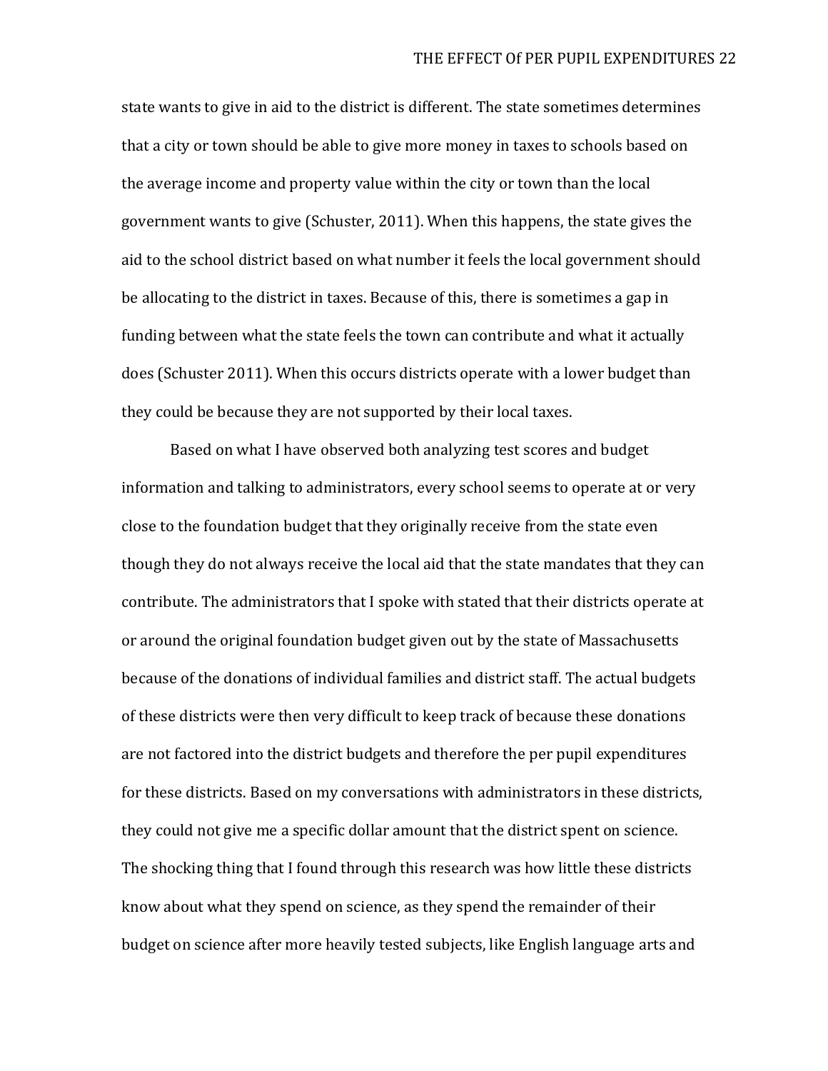state wants to give in aid to the district is different. The state sometimes determines that a city or town should be able to give more money in taxes to schools based on the average income and property value within the city or town than the local government wants to give (Schuster, 2011). When this happens, the state gives the aid to the school district based on what number it feels the local government should be allocating to the district in taxes. Because of this, there is sometimes a gap in funding between what the state feels the town can contribute and what it actually does (Schuster 2011). When this occurs districts operate with a lower budget than they could be because they are not supported by their local taxes.

Based on what I have observed both analyzing test scores and budget information and talking to administrators, every school seems to operate at or very close to the foundation budget that they originally receive from the state even though they do not always receive the local aid that the state mandates that they can contribute. The administrators that I spoke with stated that their districts operate at or around the original foundation budget given out by the state of Massachusetts because of the donations of individual families and district staff. The actual budgets of these districts were then very difficult to keep track of because these donations are not factored into the district budgets and therefore the per pupil expenditures for these districts. Based on my conversations with administrators in these districts, they could not give me a specific dollar amount that the district spent on science. The shocking thing that I found through this research was how little these districts know about what they spend on science, as they spend the remainder of their budget on science after more heavily tested subjects, like English language arts and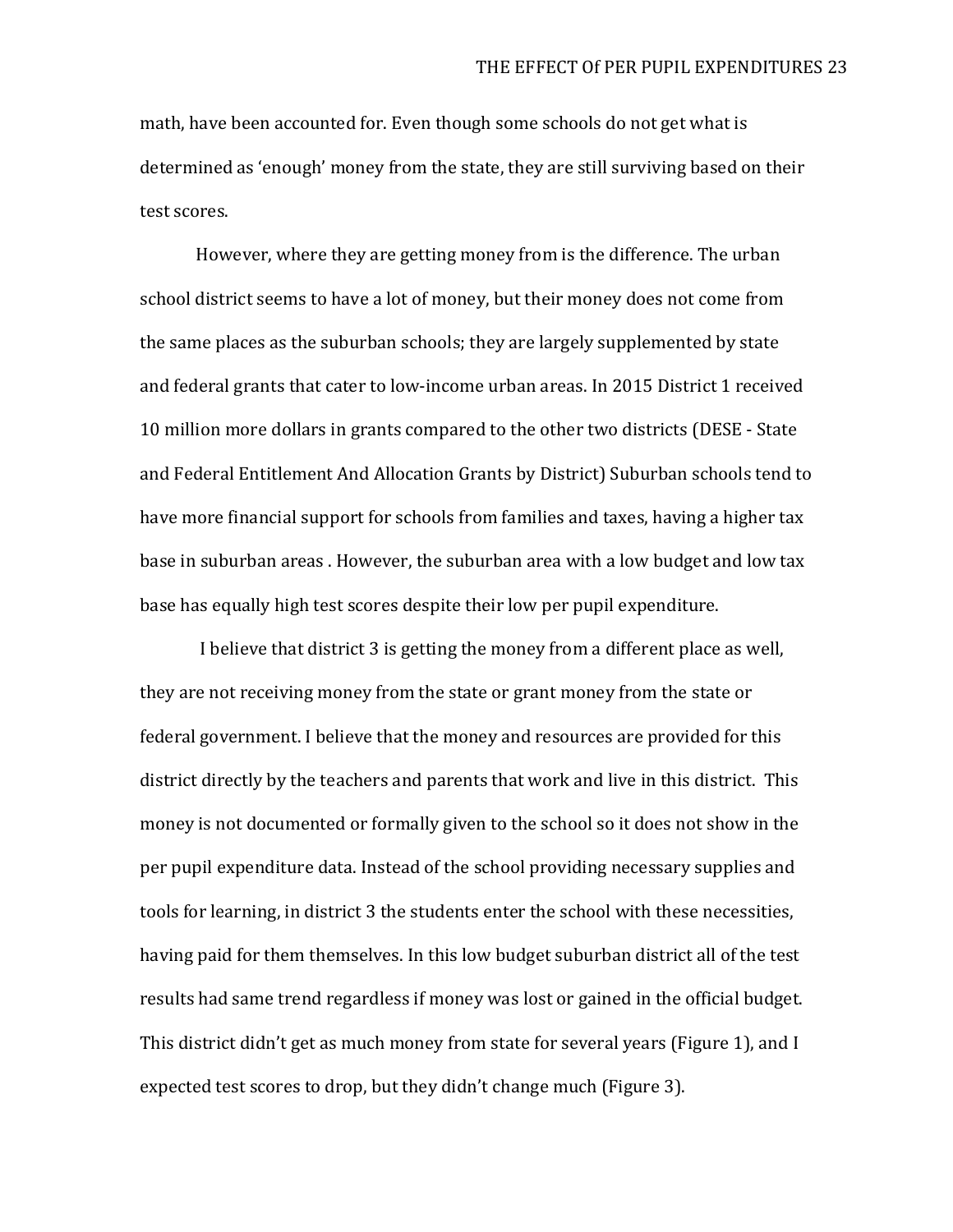math, have been accounted for. Even though some schools do not get what is determined as 'enough' money from the state, they are still surviving based on their test scores.

However, where they are getting money from is the difference. The urban school district seems to have a lot of money, but their money does not come from the same places as the suburban schools; they are largely supplemented by state and federal grants that cater to low-income urban areas. In 2015 District 1 received 10 million more dollars in grants compared to the other two districts (DESE - State and Federal Entitlement And Allocation Grants by District) Suburban schools tend to have more financial support for schools from families and taxes, having a higher tax base in suburban areas . However, the suburban area with a low budget and low tax base has equally high test scores despite their low per pupil expenditure.

I believe that district 3 is getting the money from a different place as well, they are not receiving money from the state or grant money from the state or federal government. I believe that the money and resources are provided for this district directly by the teachers and parents that work and live in this district. This money is not documented or formally given to the school so it does not show in the per pupil expenditure data. Instead of the school providing necessary supplies and tools for learning, in district 3 the students enter the school with these necessities, having paid for them themselves. In this low budget suburban district all of the test results had same trend regardless if money was lost or gained in the official budget. This district didn't get as much money from state for several years (Figure 1), and I expected test scores to drop, but they didn't change much (Figure 3).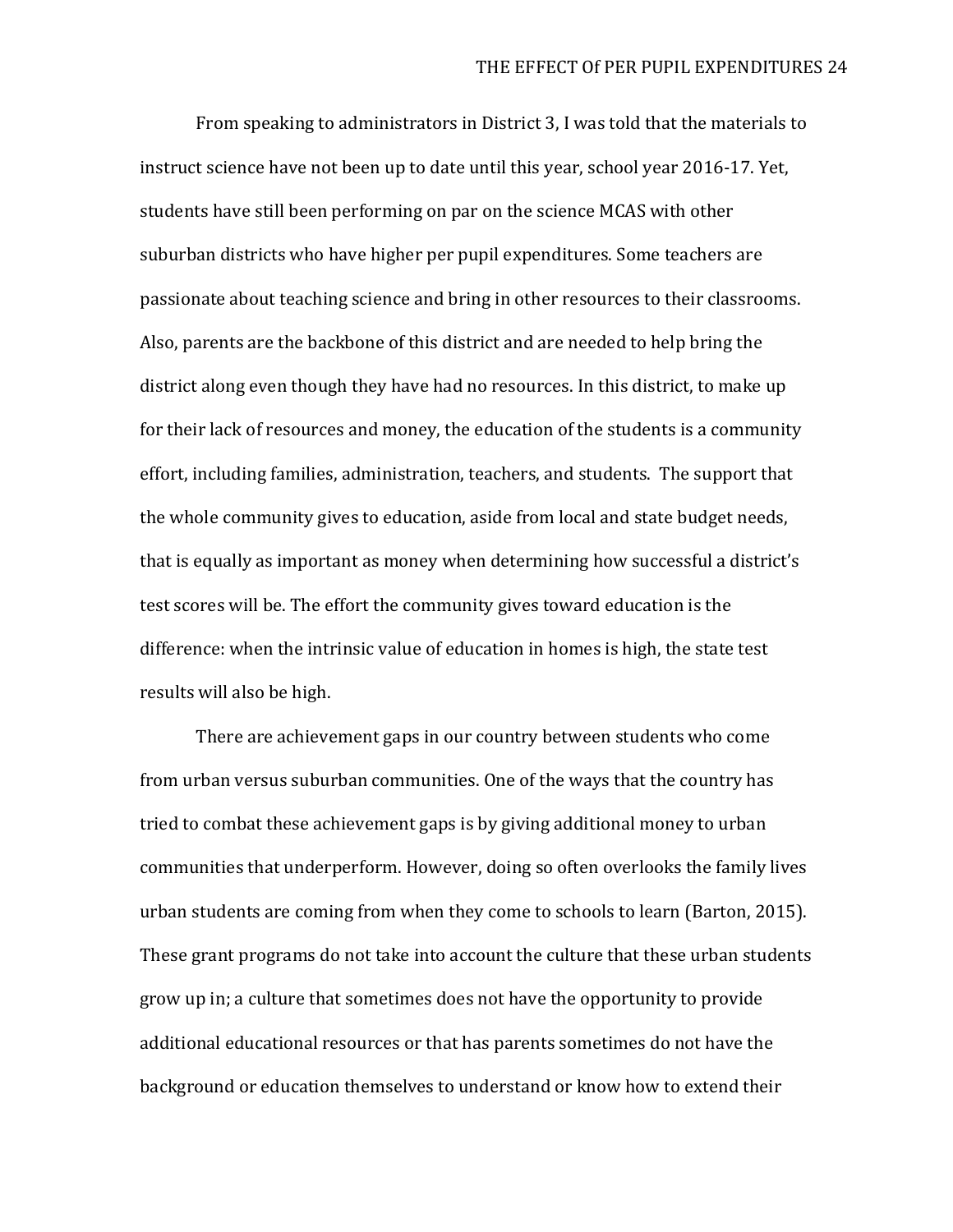From speaking to administrators in District 3, I was told that the materials to instruct science have not been up to date until this year, school year 2016-17. Yet, students have still been performing on par on the science MCAS with other suburban districts who have higher per pupil expenditures. Some teachers are passionate about teaching science and bring in other resources to their classrooms. Also, parents are the backbone of this district and are needed to help bring the district along even though they have had no resources. In this district, to make up for their lack of resources and money, the education of the students is a community effort, including families, administration, teachers, and students. The support that the whole community gives to education, aside from local and state budget needs, that is equally as important as money when determining how successful a district's test scores will be. The effort the community gives toward education is the difference: when the intrinsic value of education in homes is high, the state test results will also be high.

There are achievement gaps in our country between students who come from urban versus suburban communities. One of the ways that the country has tried to combat these achievement gaps is by giving additional money to urban communities that underperform. However, doing so often overlooks the family lives urban students are coming from when they come to schools to learn (Barton, 2015). These grant programs do not take into account the culture that these urban students grow up in; a culture that sometimes does not have the opportunity to provide additional educational resources or that has parents sometimes do not have the background or education themselves to understand or know how to extend their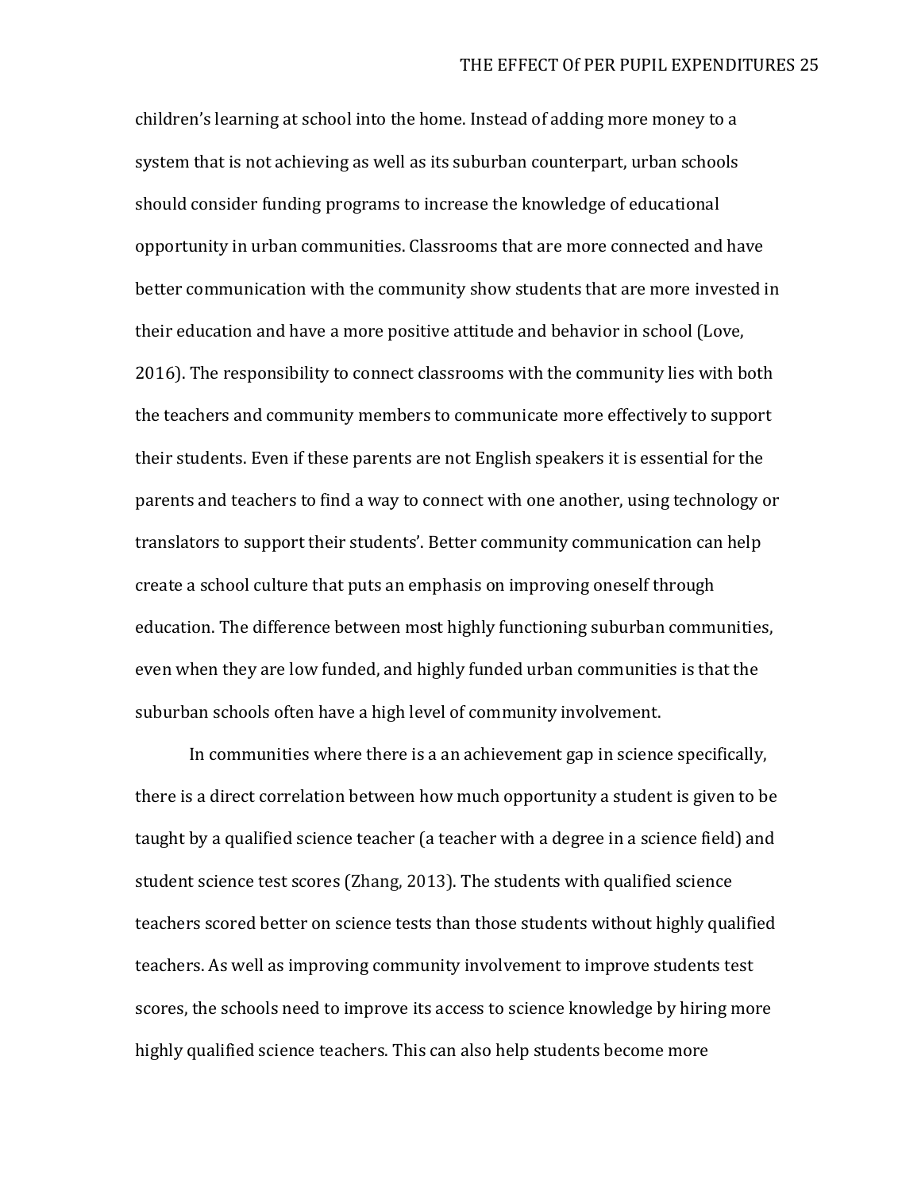children's learning at school into the home. Instead of adding more money to a system that is not achieving as well as its suburban counterpart, urban schools should consider funding programs to increase the knowledge of educational opportunity in urban communities. Classrooms that are more connected and have better communication with the community show students that are more invested in their education and have a more positive attitude and behavior in school (Love, 2016). The responsibility to connect classrooms with the community lies with both the teachers and community members to communicate more effectively to support their students. Even if these parents are not English speakers it is essential for the parents and teachers to find a way to connect with one another, using technology or translators to support their students'. Better community communication can help create a school culture that puts an emphasis on improving oneself through education. The difference between most highly functioning suburban communities, even when they are low funded, and highly funded urban communities is that the suburban schools often have a high level of community involvement.

In communities where there is a an achievement gap in science specifically, there is a direct correlation between how much opportunity a student is given to be taught by a qualified science teacher (a teacher with a degree in a science field) and student science test scores (Zhang, 2013). The students with qualified science teachers scored better on science tests than those students without highly qualified teachers. As well as improving community involvement to improve students test scores, the schools need to improve its access to science knowledge by hiring more highly qualified science teachers. This can also help students become more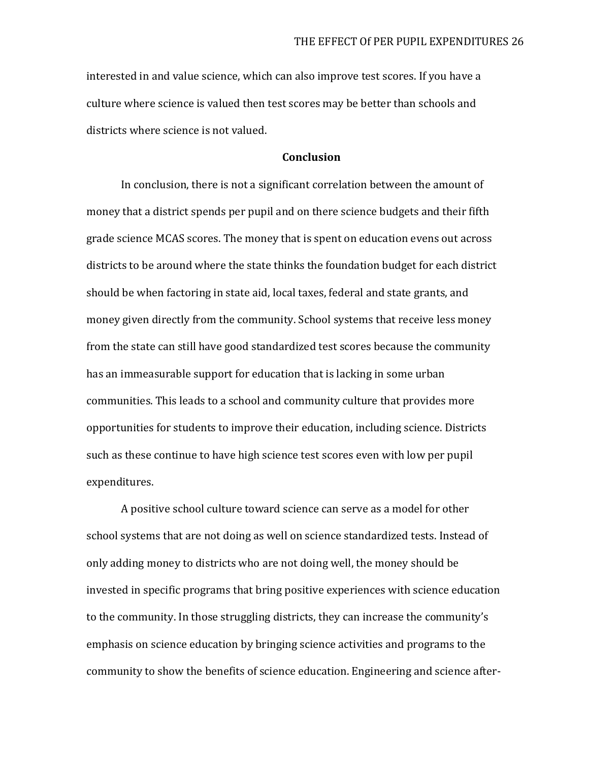interested in and value science, which can also improve test scores. If you have a culture where science is valued then test scores may be better than schools and districts where science is not valued.

## Conclusion

In conclusion, there is not a significant correlation between the amount of money that a district spends per pupil and on there science budgets and their fifth grade science MCAS scores. The money that is spent on education evens out across districts to be around where the state thinks the foundation budget for each district should be when factoring in state aid, local taxes, federal and state grants, and money given directly from the community. School systems that receive less money from the state can still have good standardized test scores because the community has an immeasurable support for education that is lacking in some urban communities. This leads to a school and community culture that provides more opportunities for students to improve their education, including science. Districts such as these continue to have high science test scores even with low per pupil expenditures.

A positive school culture toward science can serve as a model for other school systems that are not doing as well on science standardized tests. Instead of only adding money to districts who are not doing well, the money should be invested in specific programs that bring positive experiences with science education to the community. In those struggling districts, they can increase the community's emphasis on science education by bringing science activities and programs to the community to show the benefits of science education. Engineering and science after-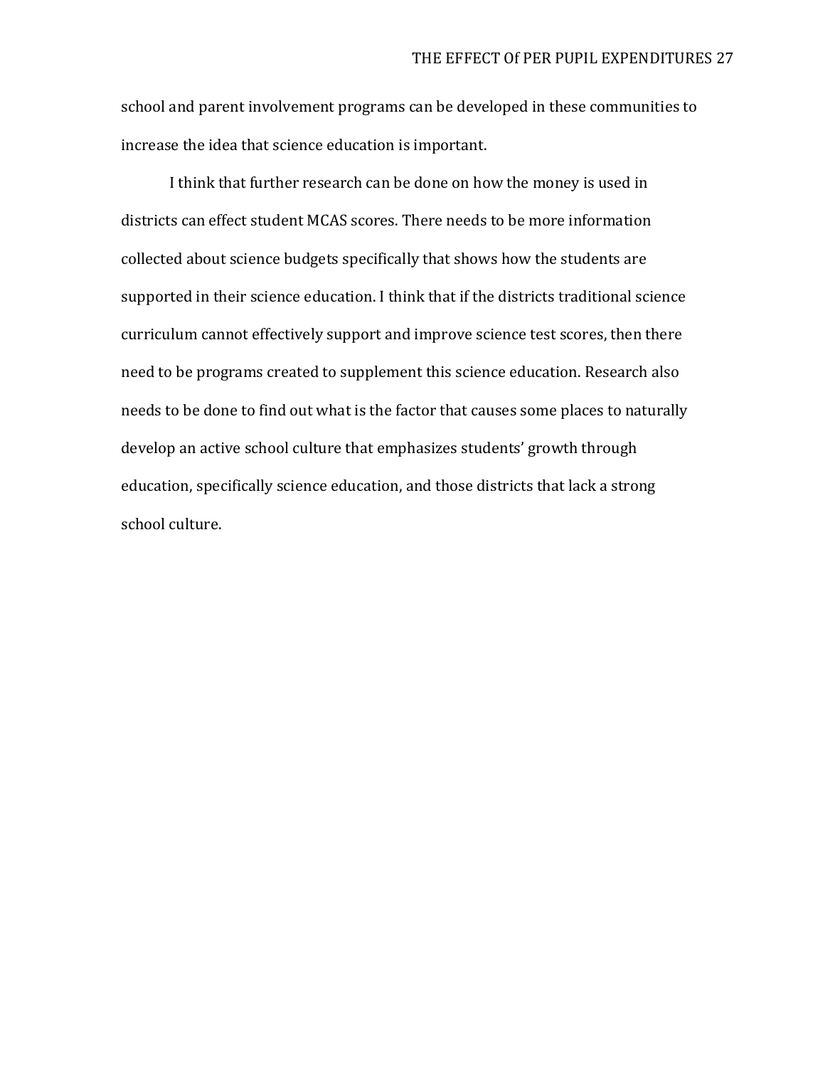school and parent involvement programs can be developed in these communities to increase the idea that science education is important.

I think that further research can be done on how the money is used in districts can effect student MCAS scores. There needs to be more information collected about science budgets specifically that shows how the students are supported in their science education. I think that if the districts traditional science curriculum cannot effectively support and improve science test scores, then there need to be programs created to supplement this science education. Research also needs to be done to find out what is the factor that causes some places to naturally develop an active school culture that emphasizes students' growth through education, specifically science education, and those districts that lack a strong school culture.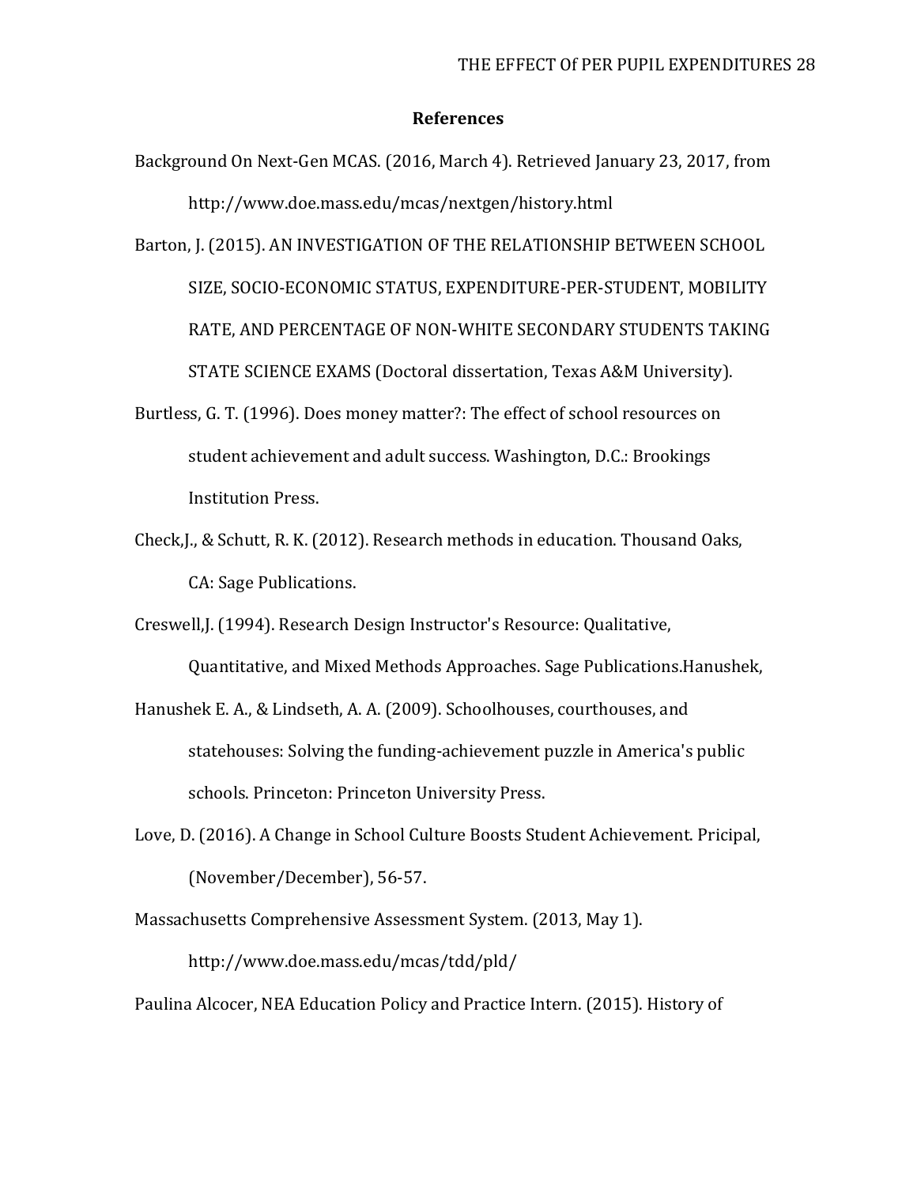## References

Background On Next-Gen MCAS. (2016, March 4). Retrieved January 23, 2017, from http://www.doe.mass.edu/mcas/nextgen/history.html

Barton, J. (2015). AN INVESTIGATION OF THE RELATIONSHIP BETWEEN SCHOOL SIZE, SOCIO-ECONOMIC STATUS, EXPENDITURE-PER-STUDENT, MOBILITY RATE, AND PERCENTAGE OF NON-WHITE SECONDARY STUDENTS TAKING STATE SCIENCE EXAMS (Doctoral dissertation, Texas A&M University).

Burtless, G. T. (1996). Does money matter?: The effect of school resources on student achievement and adult success. Washington, D.C.: Brookings Institution Press.

Check,J., & Schutt, R. K. (2012). Research methods in education. Thousand Oaks, CA: Sage Publications.

Creswell,J. (1994). Research Design Instructor's Resource: Qualitative, Quantitative, and Mixed Methods Approaches. Sage Publications.Hanushek,

Hanushek E. A., & Lindseth, A. A. (2009). Schoolhouses, courthouses, and statehouses: Solving the funding-achievement puzzle in America's public schools. Princeton: Princeton University Press.

Love, D. (2016). A Change in School Culture Boosts Student Achievement. Pricipal, (November/December), 56-57.

Massachusetts Comprehensive Assessment System. (2013, May 1). http://www.doe.mass.edu/mcas/tdd/pld/

Paulina Alcocer, NEA Education Policy and Practice Intern. (2015). History of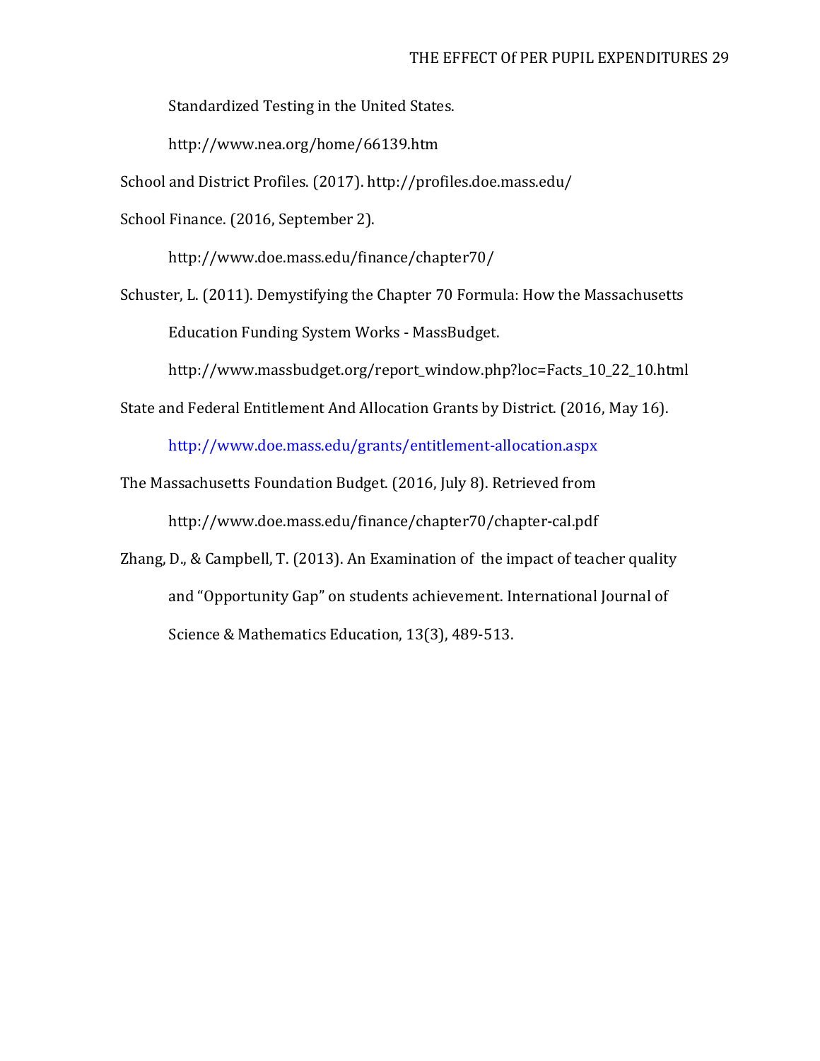Standardized Testing in the United States.

http://www.nea.org/home/66139.htm

School and District Profiles. (2017). http://profiles.doe.mass.edu/

School Finance. (2016, September 2).

http://www.doe.mass.edu/finance/chapter70/

Schuster, L. (2011). Demystifying the Chapter 70 Formula: How the Massachusetts Education Funding System Works - MassBudget.

http://www.massbudget.org/report_window.php?loc=Facts_10_22_10.html

State and Federal Entitlement And Allocation Grants by District. (2016, May 16).

http://www.doe.mass.edu/grants/entitlement-allocation.aspx

The Massachusetts Foundation Budget. (2016, July 8). Retrieved from

http://www.doe.mass.edu/finance/chapter70/chapter-cal.pdf

Zhang, D., & Campbell, T. (2013). An Examination of the impact of teacher quality and "Opportunity Gap" on students achievement. International Journal of Science & Mathematics Education, 13(3), 489-513.